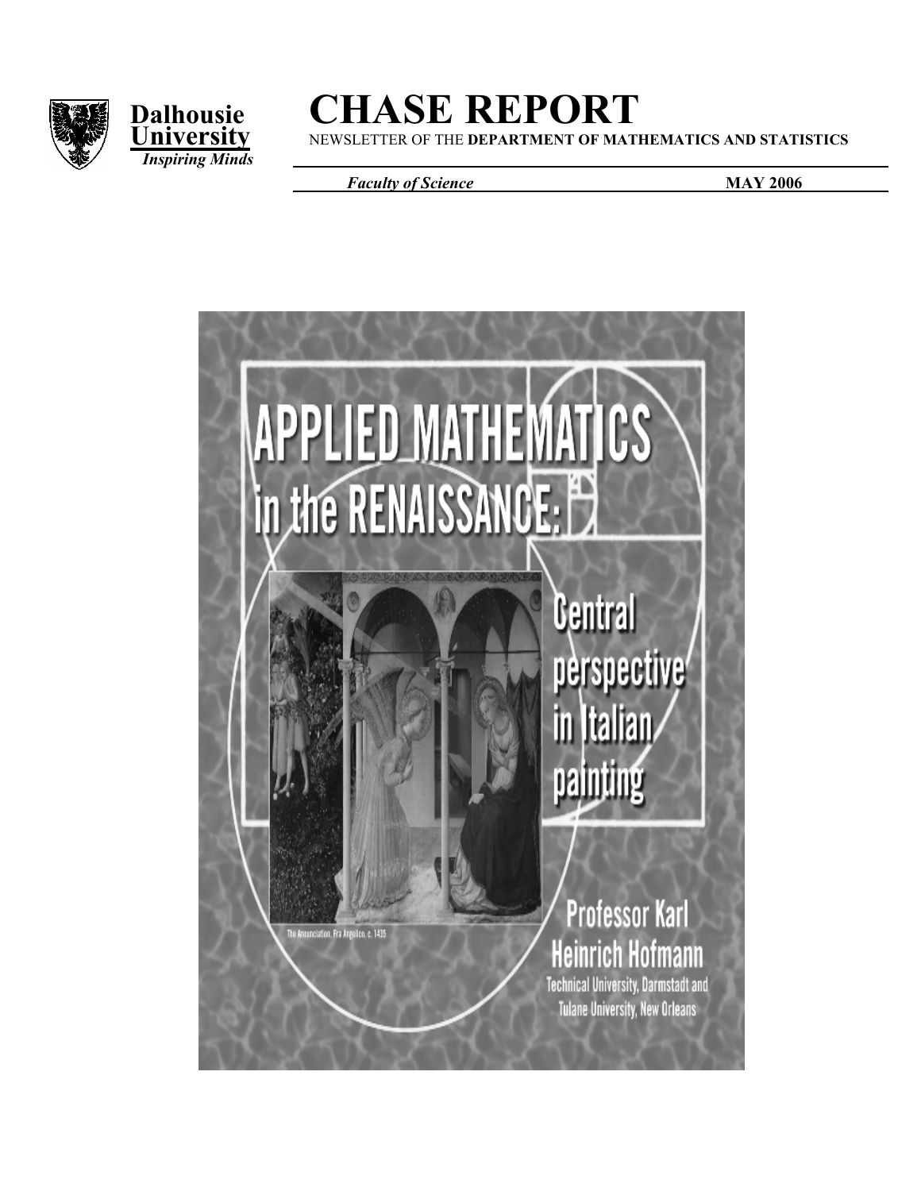Dalhousie University
*Inspiring Minds*

# CHASE REPORT

NEWSLETTER OF THE **DEPARTMENT OF MATHEMATICS AND STATISTICS**

*Faculty of Science* **MAY 2006**

APPLIED MATHEMATICS in the RENAISSANCE:

Central perspective in Italian painting

The Annunciation, Fra Angelico, c. 1435

Professor Karl Heinrich Hofmann

Technical University, Darmstadt and Tulane University, New Orleans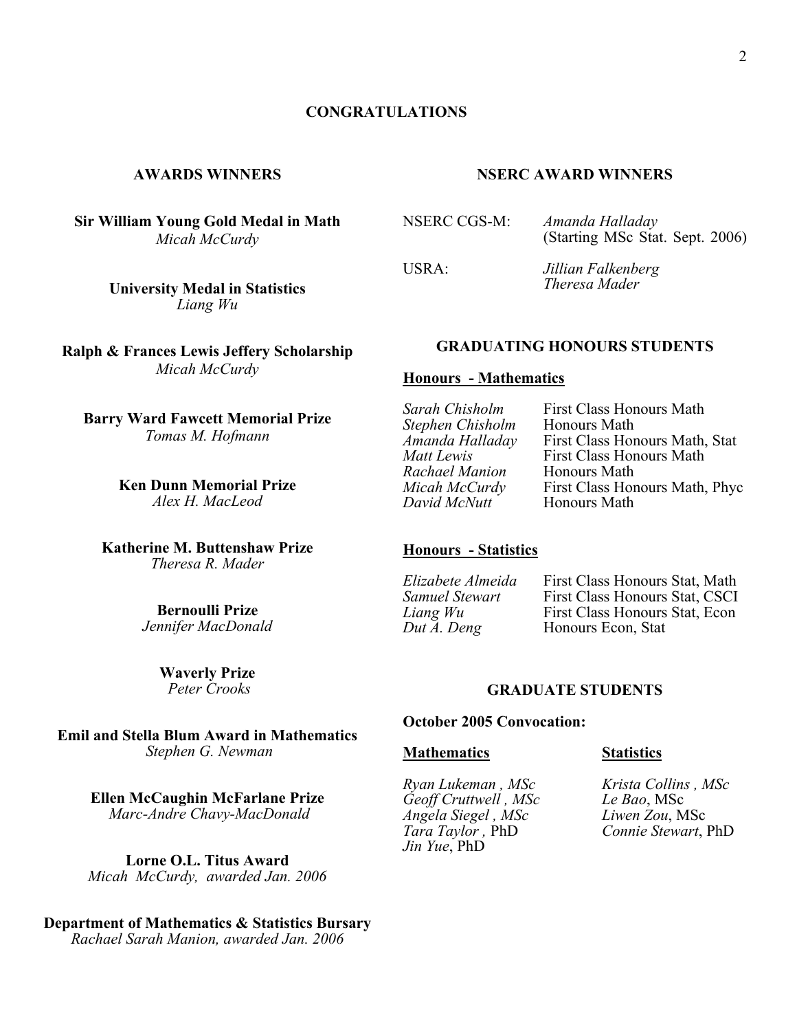# CONGRATULATIONS

## AWARDS WINNERS

**Sir William Young Gold Medal in Math**
*Micah McCurdy*

**University Medal in Statistics**
*Liang Wu*

**Ralph & Frances Lewis Jeffery Scholarship**
*Micah McCurdy*

**Barry Ward Fawcett Memorial Prize**
*Tomas M. Hofmann*

**Ken Dunn Memorial Prize**
*Alex H. MacLeod*

**Katherine M. Buttenshaw Prize**
*Theresa R. Mader*

**Bernoulli Prize**
*Jennifer MacDonald*

**Waverly Prize**
*Peter Crooks*

**Emil and Stella Blum Award in Mathematics**
*Stephen G. Newman*

**Ellen McCaughin McFarlane Prize**
*Marc-Andre Chavy-MacDonald*

**Lorne O.L. Titus Award**
*Micah McCurdy, awarded Jan. 2006*

**Department of Mathematics & Statistics Bursary**
*Rachael Sarah Manion, awarded Jan. 2006*

## NSERC AWARD WINNERS

NSERC CGS-M: *Amanda Halladay* (Starting MSc Stat. Sept. 2006)

USRA: *Jillian Falkenberg*, *Theresa Mader*

## GRADUATING HONOURS STUDENTS

### Honours - Mathematics

| | |
|---|---|
| *Sarah Chisholm* | First Class Honours Math |
| *Stephen Chisholm* | Honours Math |
| *Amanda Halladay* | First Class Honours Math, Stat |
| *Matt Lewis* | First Class Honours Math |
| *Rachael Manion* | Honours Math |
| *Micah McCurdy* | First Class Honours Math, Phyc |
| *David McNutt* | Honours Math |

### Honours - Statistics

| | |
|---|---|
| *Elizabete Almeida* | First Class Honours Stat, Math |
| *Samuel Stewart* | First Class Honours Stat, CSCI |
| *Liang Wu* | First Class Honours Stat, Econ |
| *Dut A. Deng* | Honours Econ, Stat |

## GRADUATE STUDENTS

**October 2005 Convocation:**

| Mathematics | Statistics |
|---|---|
| *Ryan Lukeman* , MSc | *Krista Collins* , MSc |
| *Geoff Cruttwell* , MSc | *Le Bao*, MSc |
| *Angela Siegel* , MSc | *Liwen Zou*, MSc |
| *Tara Taylor* , PhD | *Connie Stewart*, PhD |
| *Jin Yue*, PhD | |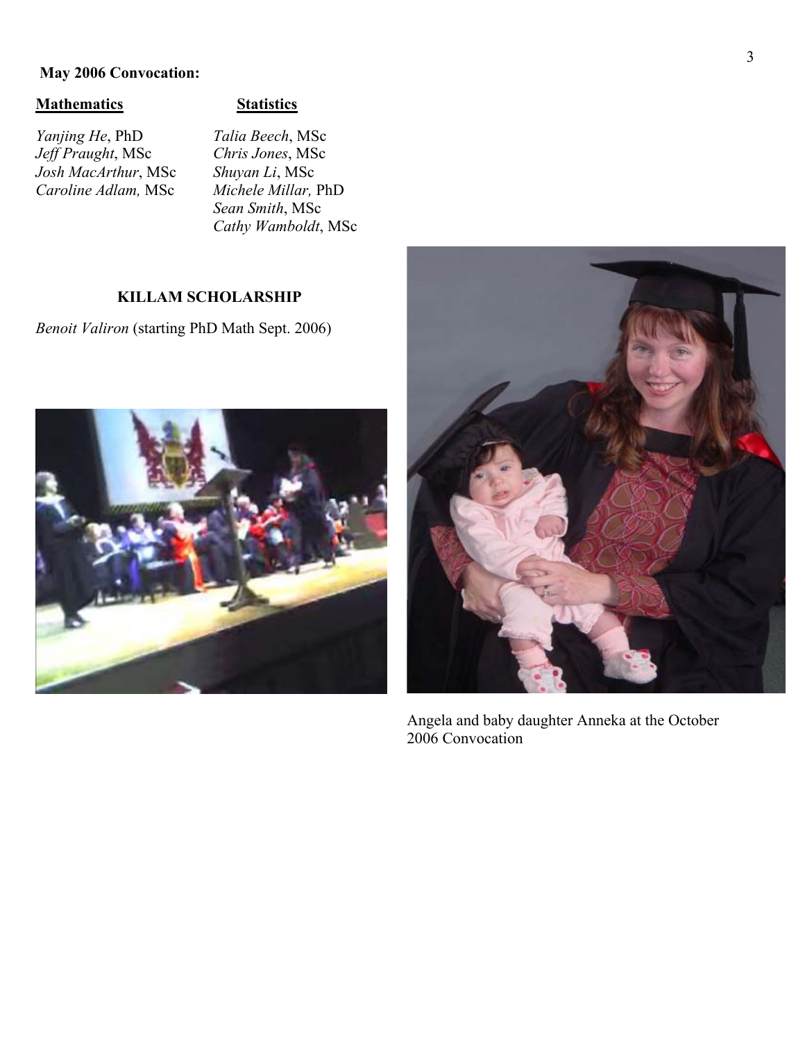**May 2006 Convocation:**

**Mathematics**

*Yanjing He*, PhD
*Jeff Praught*, MSc
*Josh MacArthur*, MSc
*Caroline Adlam,* MSc

**Statistics**

*Talia Beech*, MSc
*Chris Jones*, MSc
*Shuyan Li*, MSc
*Michele Millar,* PhD
*Sean Smith*, MSc
*Cathy Wamboldt*, MSc

**KILLAM SCHOLARSHIP**

*Benoit Valiron* (starting PhD Math Sept. 2006)

Angela and baby daughter Anneka at the October 2006 Convocation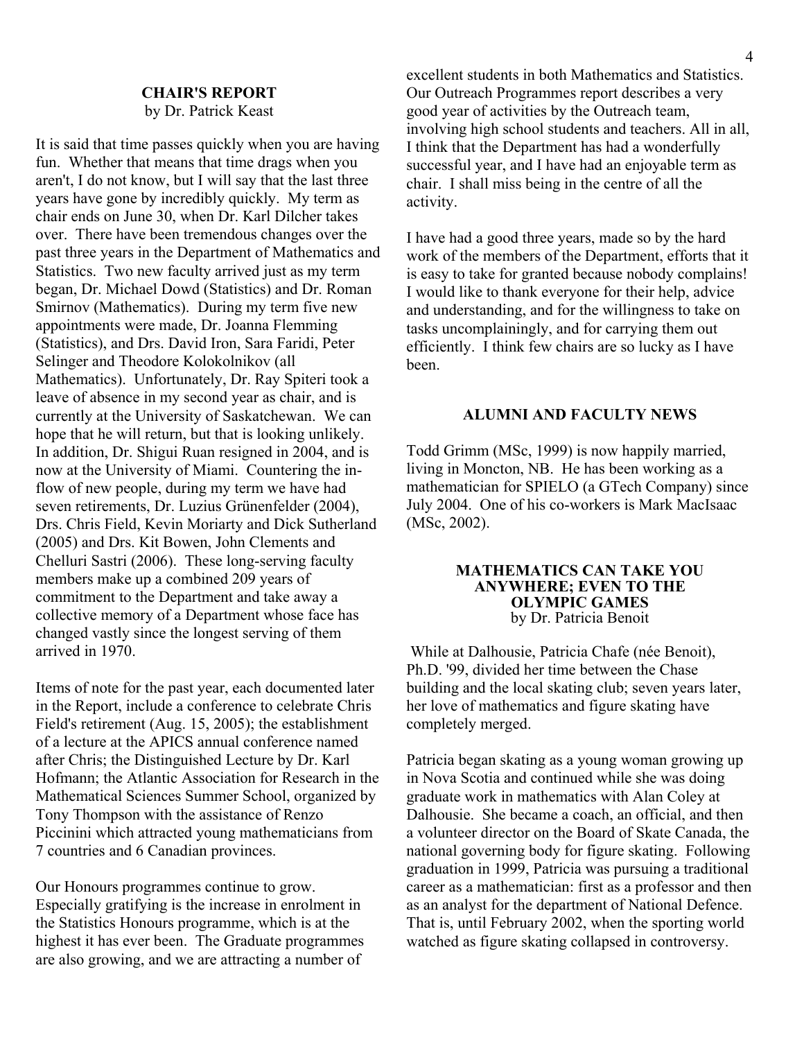## CHAIR'S REPORT

by Dr. Patrick Keast

It is said that time passes quickly when you are having fun. Whether that means that time drags when you aren't, I do not know, but I will say that the last three years have gone by incredibly quickly. My term as chair ends on June 30, when Dr. Karl Dilcher takes over. There have been tremendous changes over the past three years in the Department of Mathematics and Statistics. Two new faculty arrived just as my term began, Dr. Michael Dowd (Statistics) and Dr. Roman Smirnov (Mathematics). During my term five new appointments were made, Dr. Joanna Flemming (Statistics), and Drs. David Iron, Sara Faridi, Peter Selinger and Theodore Kolokolnikov (all Mathematics). Unfortunately, Dr. Ray Spiteri took a leave of absence in my second year as chair, and is currently at the University of Saskatchewan. We can hope that he will return, but that is looking unlikely. In addition, Dr. Shigui Ruan resigned in 2004, and is now at the University of Miami. Countering the in-flow of new people, during my term we have had seven retirements, Dr. Luzius Grünenfelder (2004), Drs. Chris Field, Kevin Moriarty and Dick Sutherland (2005) and Drs. Kit Bowen, John Clements and Chelluri Sastri (2006). These long-serving faculty members make up a combined 209 years of commitment to the Department and take away a collective memory of a Department whose face has changed vastly since the longest serving of them arrived in 1970.

Items of note for the past year, each documented later in the Report, include a conference to celebrate Chris Field's retirement (Aug. 15, 2005); the establishment of a lecture at the APICS annual conference named after Chris; the Distinguished Lecture by Dr. Karl Hofmann; the Atlantic Association for Research in the Mathematical Sciences Summer School, organized by Tony Thompson with the assistance of Renzo Piccinini which attracted young mathematicians from 7 countries and 6 Canadian provinces.

Our Honours programmes continue to grow. Especially gratifying is the increase in enrolment in the Statistics Honours programme, which is at the highest it has ever been. The Graduate programmes are also growing, and we are attracting a number of excellent students in both Mathematics and Statistics. Our Outreach Programmes report describes a very good year of activities by the Outreach team, involving high school students and teachers. All in all, I think that the Department has had a wonderfully successful year, and I have had an enjoyable term as chair. I shall miss being in the centre of all the activity.

I have had a good three years, made so by the hard work of the members of the Department, efforts that it is easy to take for granted because nobody complains! I would like to thank everyone for their help, advice and understanding, and for the willingness to take on tasks uncomplainingly, and for carrying them out efficiently. I think few chairs are so lucky as I have been.

## ALUMNI AND FACULTY NEWS

Todd Grimm (MSc, 1999) is now happily married, living in Moncton, NB. He has been working as a mathematician for SPIELO (a GTech Company) since July 2004. One of his co-workers is Mark MacIsaac (MSc, 2002).

## MATHEMATICS CAN TAKE YOU ANYWHERE; EVEN TO THE OLYMPIC GAMES

by Dr. Patricia Benoit

While at Dalhousie, Patricia Chafe (née Benoit), Ph.D. '99, divided her time between the Chase building and the local skating club; seven years later, her love of mathematics and figure skating have completely merged.

Patricia began skating as a young woman growing up in Nova Scotia and continued while she was doing graduate work in mathematics with Alan Coley at Dalhousie. She became a coach, an official, and then a volunteer director on the Board of Skate Canada, the national governing body for figure skating. Following graduation in 1999, Patricia was pursuing a traditional career as a mathematician: first as a professor and then as an analyst for the department of National Defence. That is, until February 2002, when the sporting world watched as figure skating collapsed in controversy.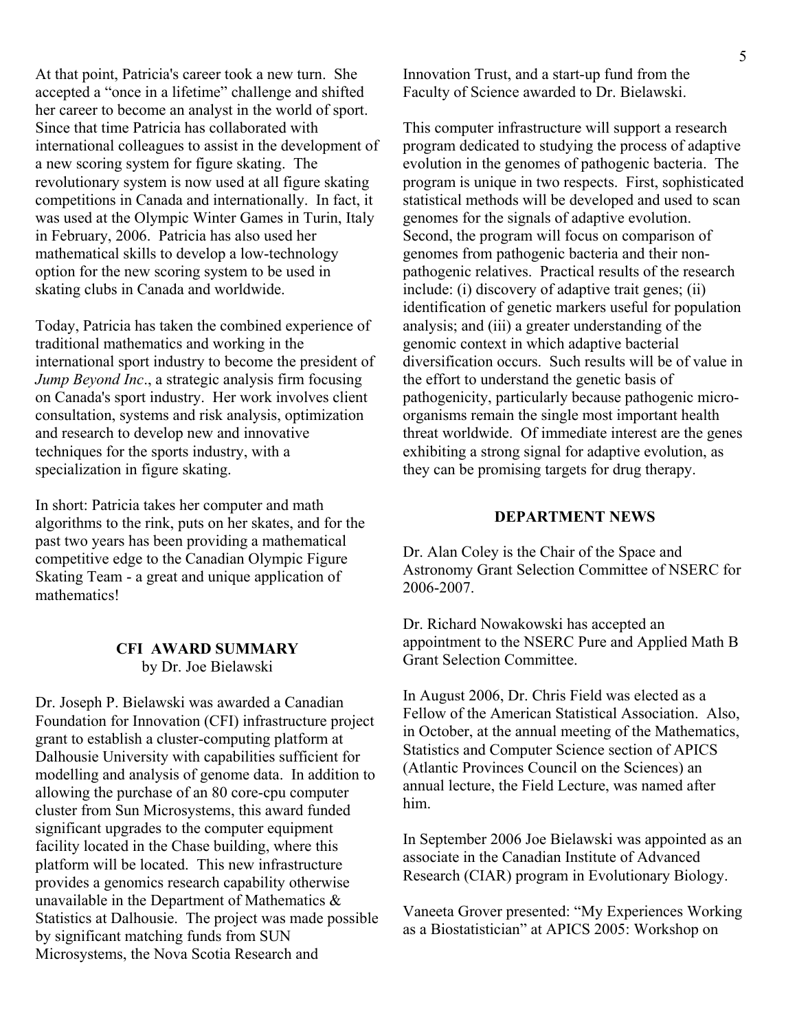At that point, Patricia's career took a new turn. She accepted a "once in a lifetime" challenge and shifted her career to become an analyst in the world of sport. Since that time Patricia has collaborated with international colleagues to assist in the development of a new scoring system for figure skating. The revolutionary system is now used at all figure skating competitions in Canada and internationally. In fact, it was used at the Olympic Winter Games in Turin, Italy in February, 2006. Patricia has also used her mathematical skills to develop a low-technology option for the new scoring system to be used in skating clubs in Canada and worldwide.

Today, Patricia has taken the combined experience of traditional mathematics and working in the international sport industry to become the president of *Jump Beyond Inc*., a strategic analysis firm focusing on Canada's sport industry. Her work involves client consultation, systems and risk analysis, optimization and research to develop new and innovative techniques for the sports industry, with a specialization in figure skating.

In short: Patricia takes her computer and math algorithms to the rink, puts on her skates, and for the past two years has been providing a mathematical competitive edge to the Canadian Olympic Figure Skating Team - a great and unique application of mathematics!

## CFI AWARD SUMMARY

by Dr. Joe Bielawski

Dr. Joseph P. Bielawski was awarded a Canadian Foundation for Innovation (CFI) infrastructure project grant to establish a cluster-computing platform at Dalhousie University with capabilities sufficient for modelling and analysis of genome data. In addition to allowing the purchase of an 80 core-cpu computer cluster from Sun Microsystems, this award funded significant upgrades to the computer equipment facility located in the Chase building, where this platform will be located. This new infrastructure provides a genomics research capability otherwise unavailable in the Department of Mathematics & Statistics at Dalhousie. The project was made possible by significant matching funds from SUN Microsystems, the Nova Scotia Research and Innovation Trust, and a start-up fund from the Faculty of Science awarded to Dr. Bielawski.

This computer infrastructure will support a research program dedicated to studying the process of adaptive evolution in the genomes of pathogenic bacteria. The program is unique in two respects. First, sophisticated statistical methods will be developed and used to scan genomes for the signals of adaptive evolution. Second, the program will focus on comparison of genomes from pathogenic bacteria and their non-pathogenic relatives. Practical results of the research include: (i) discovery of adaptive trait genes; (ii) identification of genetic markers useful for population analysis; and (iii) a greater understanding of the genomic context in which adaptive bacterial diversification occurs. Such results will be of value in the effort to understand the genetic basis of pathogenicity, particularly because pathogenic micro-organisms remain the single most important health threat worldwide. Of immediate interest are the genes exhibiting a strong signal for adaptive evolution, as they can be promising targets for drug therapy.

## DEPARTMENT NEWS

Dr. Alan Coley is the Chair of the Space and Astronomy Grant Selection Committee of NSERC for 2006-2007.

Dr. Richard Nowakowski has accepted an appointment to the NSERC Pure and Applied Math B Grant Selection Committee.

In August 2006, Dr. Chris Field was elected as a Fellow of the American Statistical Association. Also, in October, at the annual meeting of the Mathematics, Statistics and Computer Science section of APICS (Atlantic Provinces Council on the Sciences) an annual lecture, the Field Lecture, was named after him.

In September 2006 Joe Bielawski was appointed as an associate in the Canadian Institute of Advanced Research (CIAR) program in Evolutionary Biology.

Vaneeta Grover presented: "My Experiences Working as a Biostatistician" at APICS 2005: Workshop on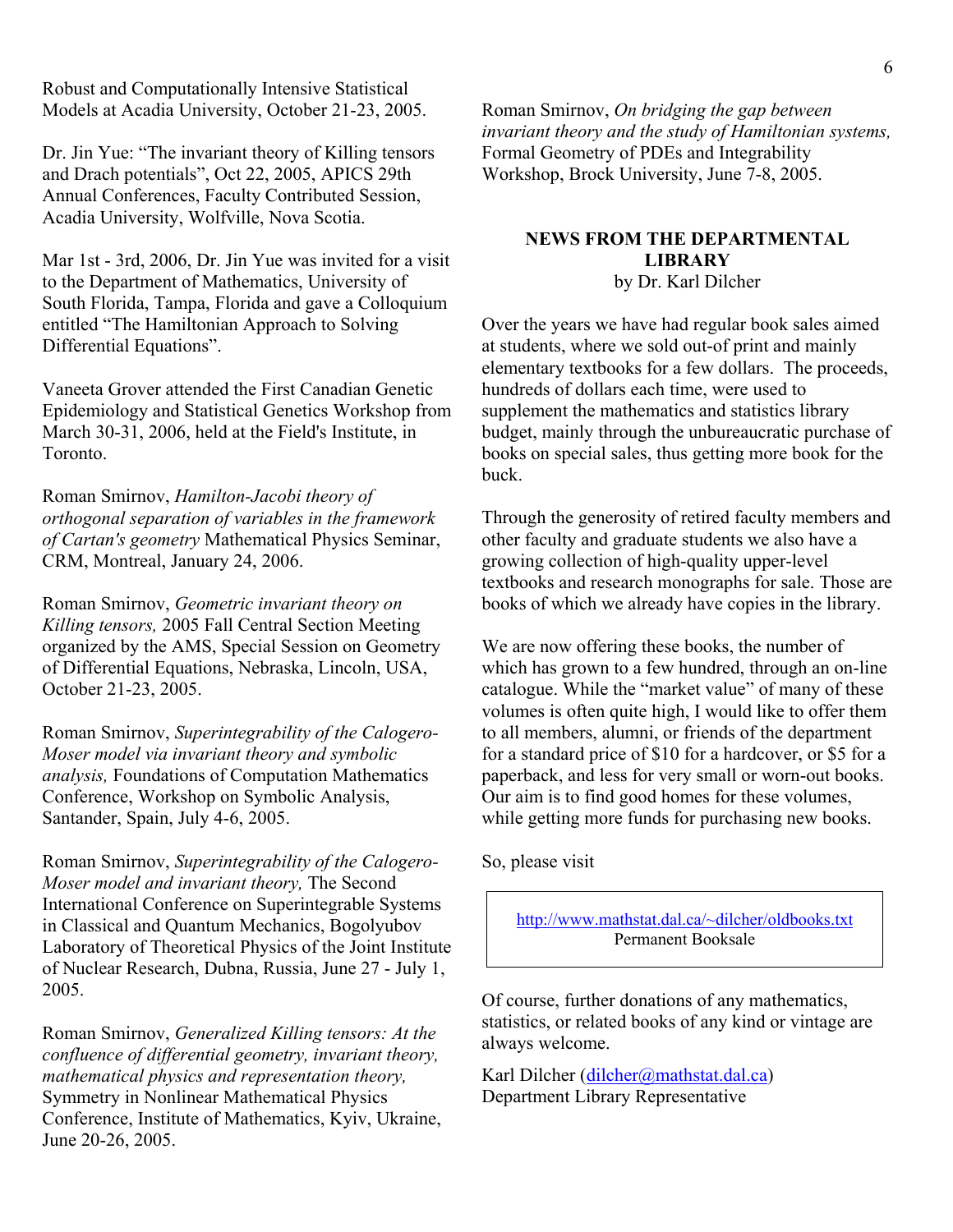Robust and Computationally Intensive Statistical Models at Acadia University, October 21-23, 2005.

Dr. Jin Yue: "The invariant theory of Killing tensors and Drach potentials", Oct 22, 2005, APICS 29th Annual Conferences, Faculty Contributed Session, Acadia University, Wolfville, Nova Scotia.

Mar 1st - 3rd, 2006, Dr. Jin Yue was invited for a visit to the Department of Mathematics, University of South Florida, Tampa, Florida and gave a Colloquium entitled "The Hamiltonian Approach to Solving Differential Equations".

Vaneeta Grover attended the First Canadian Genetic Epidemiology and Statistical Genetics Workshop from March 30-31, 2006, held at the Field's Institute, in Toronto.

Roman Smirnov, *Hamilton-Jacobi theory of orthogonal separation of variables in the framework of Cartan's geometry* Mathematical Physics Seminar, CRM, Montreal, January 24, 2006.

Roman Smirnov, *Geometric invariant theory on Killing tensors,* 2005 Fall Central Section Meeting organized by the AMS, Special Session on Geometry of Differential Equations, Nebraska, Lincoln, USA, October 21-23, 2005.

Roman Smirnov, *Superintegrability of the Calogero-Moser model via invariant theory and symbolic analysis,* Foundations of Computation Mathematics Conference, Workshop on Symbolic Analysis, Santander, Spain, July 4-6, 2005.

Roman Smirnov, *Superintegrability of the Calogero-Moser model and invariant theory,* The Second International Conference on Superintegrable Systems in Classical and Quantum Mechanics, Bogolyubov Laboratory of Theoretical Physics of the Joint Institute of Nuclear Research, Dubna, Russia, June 27 - July 1, 2005.

Roman Smirnov, *Generalized Killing tensors: At the confluence of differential geometry, invariant theory, mathematical physics and representation theory,* Symmetry in Nonlinear Mathematical Physics Conference, Institute of Mathematics, Kyiv, Ukraine, June 20-26, 2005.

Roman Smirnov, *On bridging the gap between invariant theory and the study of Hamiltonian systems,* Formal Geometry of PDEs and Integrability Workshop, Brock University, June 7-8, 2005.

## NEWS FROM THE DEPARTMENTAL LIBRARY

by Dr. Karl Dilcher

Over the years we have had regular book sales aimed at students, where we sold out-of print and mainly elementary textbooks for a few dollars. The proceeds, hundreds of dollars each time, were used to supplement the mathematics and statistics library budget, mainly through the unbureaucratic purchase of books on special sales, thus getting more book for the buck.

Through the generosity of retired faculty members and other faculty and graduate students we also have a growing collection of high-quality upper-level textbooks and research monographs for sale. Those are books of which we already have copies in the library.

We are now offering these books, the number of which has grown to a few hundred, through an on-line catalogue. While the "market value" of many of these volumes is often quite high, I would like to offer them to all members, alumni, or friends of the department for a standard price of $10 for a hardcover, or $5 for a paperback, and less for very small or worn-out books. Our aim is to find good homes for these volumes, while getting more funds for purchasing new books.

So, please visit

http://www.mathstat.dal.ca/~dilcher/oldbooks.txt
Permanent Booksale

Of course, further donations of any mathematics, statistics, or related books of any kind or vintage are always welcome.

Karl Dilcher (dilcher@mathstat.dal.ca)
Department Library Representative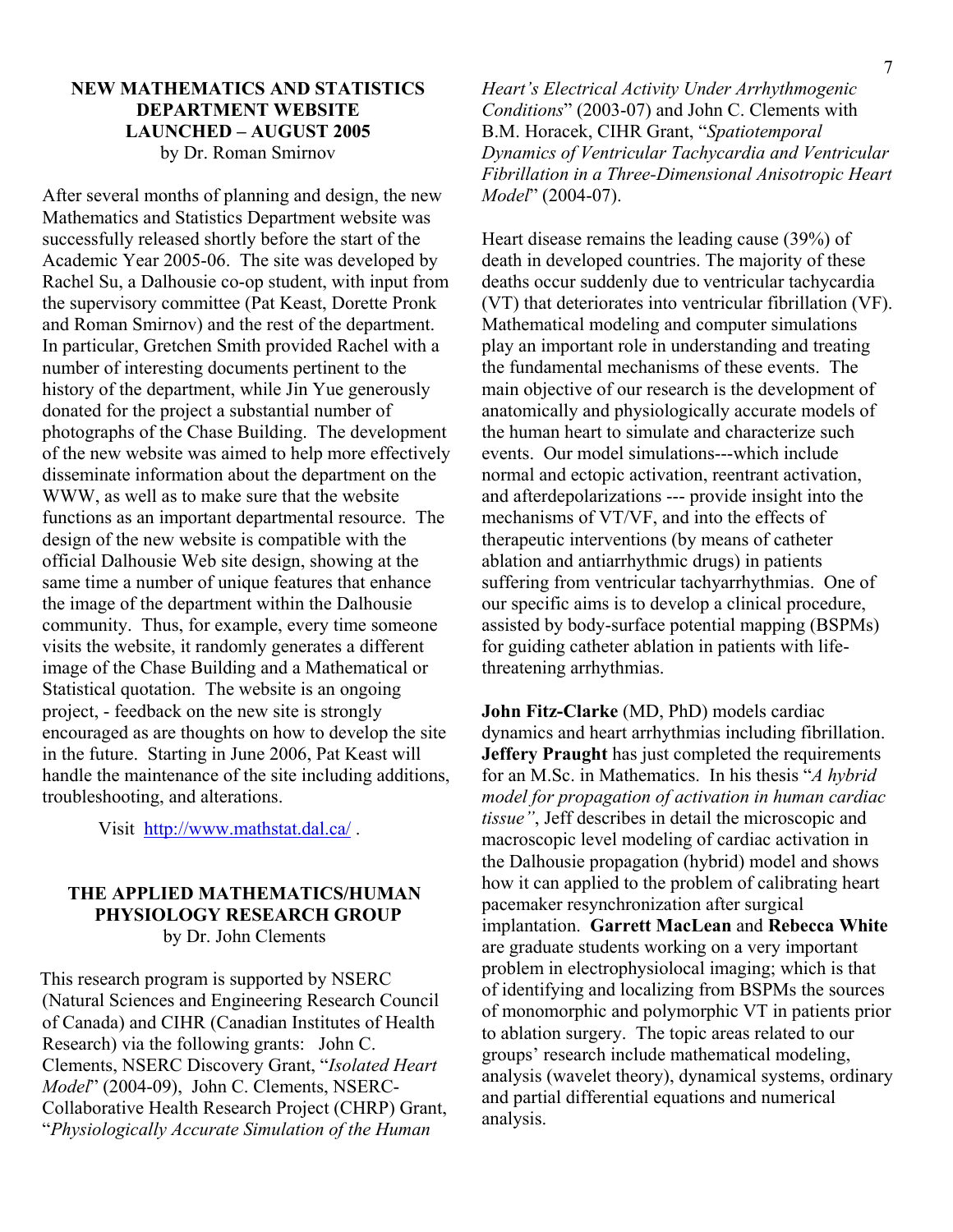## NEW MATHEMATICS AND STATISTICS DEPARTMENT WEBSITE LAUNCHED – AUGUST 2005

by Dr. Roman Smirnov

After several months of planning and design, the new Mathematics and Statistics Department website was successfully released shortly before the start of the Academic Year 2005-06. The site was developed by Rachel Su, a Dalhousie co-op student, with input from the supervisory committee (Pat Keast, Dorette Pronk and Roman Smirnov) and the rest of the department. In particular, Gretchen Smith provided Rachel with a number of interesting documents pertinent to the history of the department, while Jin Yue generously donated for the project a substantial number of photographs of the Chase Building. The development of the new website was aimed to help more effectively disseminate information about the department on the WWW, as well as to make sure that the website functions as an important departmental resource. The design of the new website is compatible with the official Dalhousie Web site design, showing at the same time a number of unique features that enhance the image of the department within the Dalhousie community. Thus, for example, every time someone visits the website, it randomly generates a different image of the Chase Building and a Mathematical or Statistical quotation. The website is an ongoing project, - feedback on the new site is strongly encouraged as are thoughts on how to develop the site in the future. Starting in June 2006, Pat Keast will handle the maintenance of the site including additions, troubleshooting, and alterations.

Visit http://www.mathstat.dal.ca/ .

## THE APPLIED MATHEMATICS/HUMAN PHYSIOLOGY RESEARCH GROUP

by Dr. John Clements

This research program is supported by NSERC (Natural Sciences and Engineering Research Council of Canada) and CIHR (Canadian Institutes of Health Research) via the following grants: John C. Clements, NSERC Discovery Grant, "*Isolated Heart Model*" (2004-09), John C. Clements, NSERC-Collaborative Health Research Project (CHRP) Grant, "*Physiologically Accurate Simulation of the Human Heart's Electrical Activity Under Arrhythmogenic Conditions*" (2003-07) and John C. Clements with B.M. Horacek, CIHR Grant, "*Spatiotemporal Dynamics of Ventricular Tachycardia and Ventricular Fibrillation in a Three-Dimensional Anisotropic Heart Model*" (2004-07).

Heart disease remains the leading cause (39%) of death in developed countries. The majority of these deaths occur suddenly due to ventricular tachycardia (VT) that deteriorates into ventricular fibrillation (VF). Mathematical modeling and computer simulations play an important role in understanding and treating the fundamental mechanisms of these events. The main objective of our research is the development of anatomically and physiologically accurate models of the human heart to simulate and characterize such events. Our model simulations---which include normal and ectopic activation, reentrant activation, and afterdepolarizations --- provide insight into the mechanisms of VT/VF, and into the effects of therapeutic interventions (by means of catheter ablation and antiarrhythmic drugs) in patients suffering from ventricular tachyarrhythmias. One of our specific aims is to develop a clinical procedure, assisted by body-surface potential mapping (BSPMs) for guiding catheter ablation in patients with life-threatening arrhythmias.

**John Fitz-Clarke** (MD, PhD) models cardiac dynamics and heart arrhythmias including fibrillation. **Jeffery Praught** has just completed the requirements for an M.Sc. in Mathematics. In his thesis "*A hybrid model for propagation of activation in human cardiac tissue"*, Jeff describes in detail the microscopic and macroscopic level modeling of cardiac activation in the Dalhousie propagation (hybrid) model and shows how it can applied to the problem of calibrating heart pacemaker resynchronization after surgical implantation. **Garrett MacLean** and **Rebecca White** are graduate students working on a very important problem in electrophysiolocal imaging; which is that of identifying and localizing from BSPMs the sources of monomorphic and polymorphic VT in patients prior to ablation surgery. The topic areas related to our groups' research include mathematical modeling, analysis (wavelet theory), dynamical systems, ordinary and partial differential equations and numerical analysis.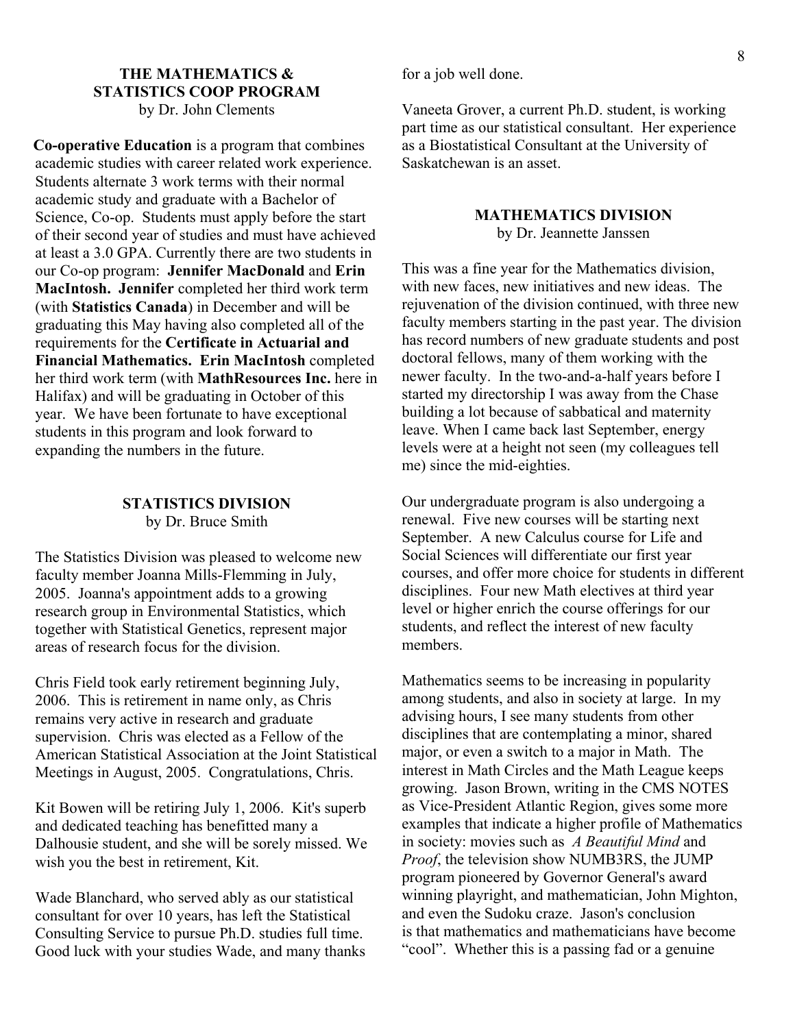## THE MATHEMATICS & STATISTICS COOP PROGRAM

by Dr. John Clements

**Co-operative Education** is a program that combines academic studies with career related work experience. Students alternate 3 work terms with their normal academic study and graduate with a Bachelor of Science, Co-op. Students must apply before the start of their second year of studies and must have achieved at least a 3.0 GPA. Currently there are two students in our Co-op program: **Jennifer MacDonald** and **Erin MacIntosh. Jennifer** completed her third work term (with **Statistics Canada**) in December and will be graduating this May having also completed all of the requirements for the **Certificate in Actuarial and Financial Mathematics. Erin MacIntosh** completed her third work term (with **MathResources Inc.** here in Halifax) and will be graduating in October of this year. We have been fortunate to have exceptional students in this program and look forward to expanding the numbers in the future.

## STATISTICS DIVISION

by Dr. Bruce Smith

The Statistics Division was pleased to welcome new faculty member Joanna Mills-Flemming in July, 2005. Joanna's appointment adds to a growing research group in Environmental Statistics, which together with Statistical Genetics, represent major areas of research focus for the division.

Chris Field took early retirement beginning July, 2006. This is retirement in name only, as Chris remains very active in research and graduate supervision. Chris was elected as a Fellow of the American Statistical Association at the Joint Statistical Meetings in August, 2005. Congratulations, Chris.

Kit Bowen will be retiring July 1, 2006. Kit's superb and dedicated teaching has benefitted many a Dalhousie student, and she will be sorely missed. We wish you the best in retirement, Kit.

Wade Blanchard, who served ably as our statistical consultant for over 10 years, has left the Statistical Consulting Service to pursue Ph.D. studies full time. Good luck with your studies Wade, and many thanks for a job well done.

Vaneeta Grover, a current Ph.D. student, is working part time as our statistical consultant. Her experience as a Biostatistical Consultant at the University of Saskatchewan is an asset.

## MATHEMATICS DIVISION

by Dr. Jeannette Janssen

This was a fine year for the Mathematics division, with new faces, new initiatives and new ideas. The rejuvenation of the division continued, with three new faculty members starting in the past year. The division has record numbers of new graduate students and post doctoral fellows, many of them working with the newer faculty. In the two-and-a-half years before I started my directorship I was away from the Chase building a lot because of sabbatical and maternity leave. When I came back last September, energy levels were at a height not seen (my colleagues tell me) since the mid-eighties.

Our undergraduate program is also undergoing a renewal. Five new courses will be starting next September. A new Calculus course for Life and Social Sciences will differentiate our first year courses, and offer more choice for students in different disciplines. Four new Math electives at third year level or higher enrich the course offerings for our students, and reflect the interest of new faculty members.

Mathematics seems to be increasing in popularity among students, and also in society at large. In my advising hours, I see many students from other disciplines that are contemplating a minor, shared major, or even a switch to a major in Math. The interest in Math Circles and the Math League keeps growing. Jason Brown, writing in the CMS NOTES as Vice-President Atlantic Region, gives some more examples that indicate a higher profile of Mathematics in society: movies such as *A Beautiful Mind* and *Proof*, the television show NUMB3RS, the JUMP program pioneered by Governor General's award winning playright, and mathematician, John Mighton, and even the Sudoku craze. Jason's conclusion is that mathematics and mathematicians have become "cool". Whether this is a passing fad or a genuine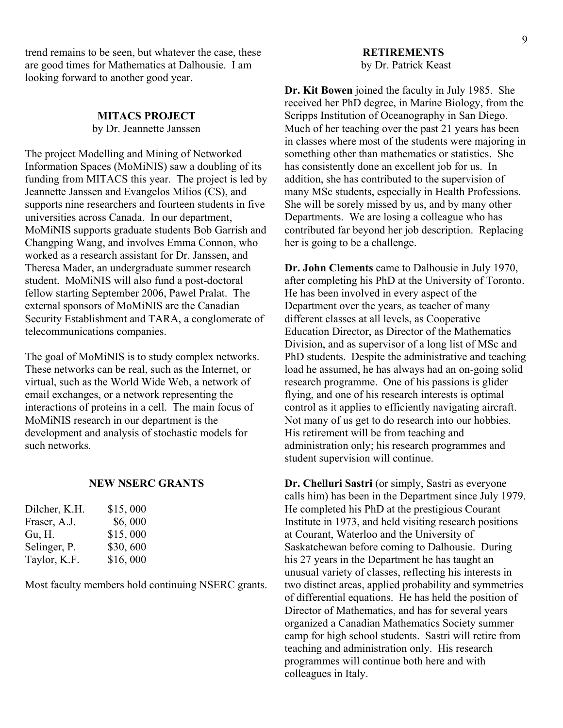trend remains to be seen, but whatever the case, these are good times for Mathematics at Dalhousie. I am looking forward to another good year.

## MITACS PROJECT

by Dr. Jeannette Janssen

The project Modelling and Mining of Networked Information Spaces (MoMiNIS) saw a doubling of its funding from MITACS this year. The project is led by Jeannette Janssen and Evangelos Milios (CS), and supports nine researchers and fourteen students in five universities across Canada. In our department, MoMiNIS supports graduate students Bob Garrish and Changping Wang, and involves Emma Connon, who worked as a research assistant for Dr. Janssen, and Theresa Mader, an undergraduate summer research student. MoMiNIS will also fund a post-doctoral fellow starting September 2006, Pawel Pralat. The external sponsors of MoMiNIS are the Canadian Security Establishment and TARA, a conglomerate of telecommunications companies.

The goal of MoMiNIS is to study complex networks. These networks can be real, such as the Internet, or virtual, such as the World Wide Web, a network of email exchanges, or a network representing the interactions of proteins in a cell. The main focus of MoMiNIS research in our department is the development and analysis of stochastic models for such networks.

## NEW NSERC GRANTS

| | |
|---|---|
| Dilcher, K.H. | \$15, 000 |
| Fraser, A.J. | \$6, 000 |
| Gu, H. | \$15, 000 |
| Selinger, P. | \$30, 600 |
| Taylor, K.F. | \$16, 000 |

Most faculty members hold continuing NSERC grants.

## RETIREMENTS

by Dr. Patrick Keast

**Dr. Kit Bowen** joined the faculty in July 1985. She received her PhD degree, in Marine Biology, from the Scripps Institution of Oceanography in San Diego. Much of her teaching over the past 21 years has been in classes where most of the students were majoring in something other than mathematics or statistics. She has consistently done an excellent job for us. In addition, she has contributed to the supervision of many MSc students, especially in Health Professions. She will be sorely missed by us, and by many other Departments. We are losing a colleague who has contributed far beyond her job description. Replacing her is going to be a challenge.

**Dr. John Clements** came to Dalhousie in July 1970, after completing his PhD at the University of Toronto. He has been involved in every aspect of the Department over the years, as teacher of many different classes at all levels, as Cooperative Education Director, as Director of the Mathematics Division, and as supervisor of a long list of MSc and PhD students. Despite the administrative and teaching load he assumed, he has always had an on-going solid research programme. One of his passions is glider flying, and one of his research interests is optimal control as it applies to efficiently navigating aircraft. Not many of us get to do research into our hobbies. His retirement will be from teaching and administration only; his research programmes and student supervision will continue.

**Dr. Chelluri Sastri** (or simply, Sastri as everyone calls him) has been in the Department since July 1979. He completed his PhD at the prestigious Courant Institute in 1973, and held visiting research positions at Courant, Waterloo and the University of Saskatchewan before coming to Dalhousie. During his 27 years in the Department he has taught an unusual variety of classes, reflecting his interests in two distinct areas, applied probability and symmetries of differential equations. He has held the position of Director of Mathematics, and has for several years organized a Canadian Mathematics Society summer camp for high school students. Sastri will retire from teaching and administration only. His research programmes will continue both here and with colleagues in Italy.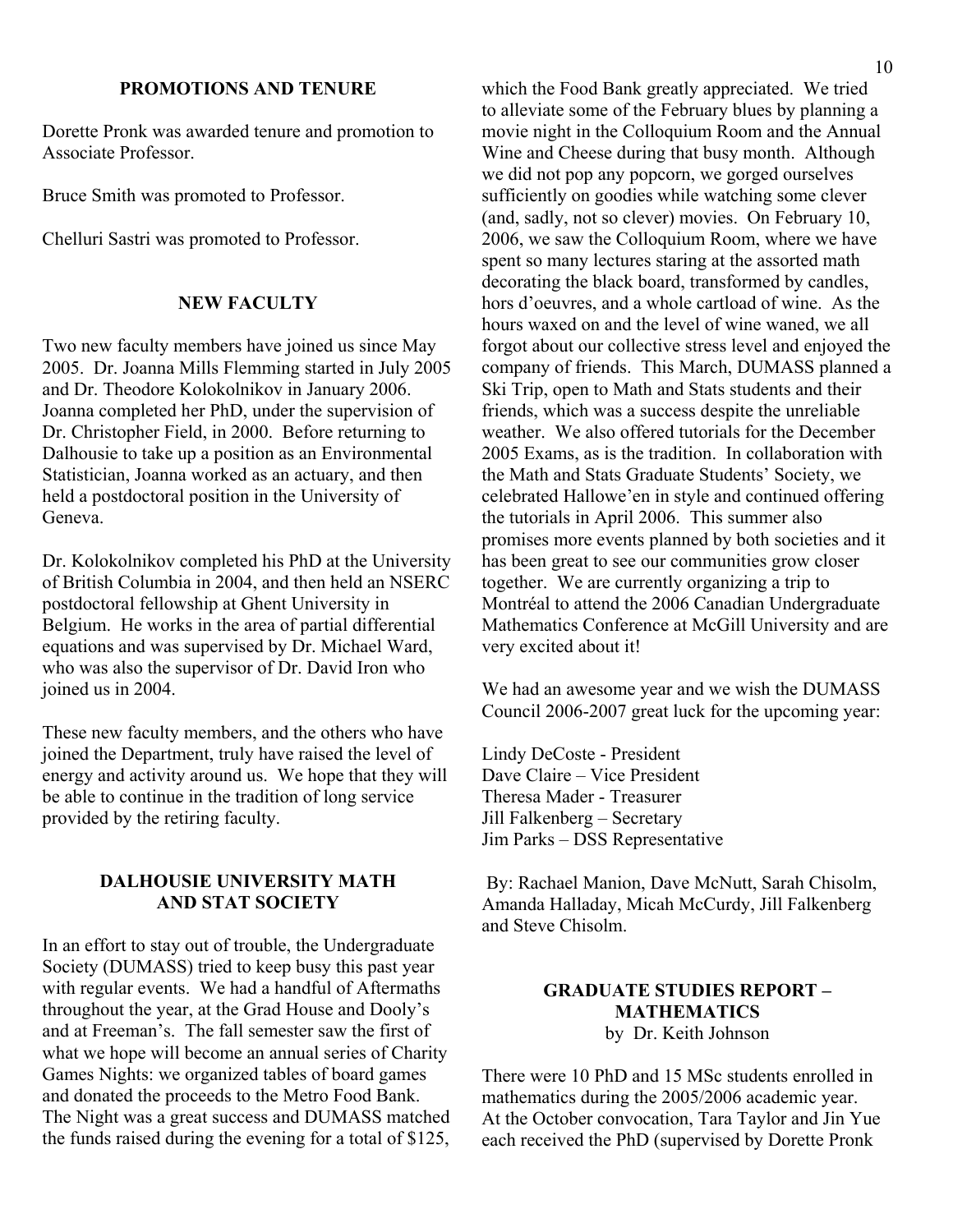## PROMOTIONS AND TENURE

Dorette Pronk was awarded tenure and promotion to Associate Professor.

Bruce Smith was promoted to Professor.

Chelluri Sastri was promoted to Professor.

## NEW FACULTY

Two new faculty members have joined us since May 2005. Dr. Joanna Mills Flemming started in July 2005 and Dr. Theodore Kolokolnikov in January 2006. Joanna completed her PhD, under the supervision of Dr. Christopher Field, in 2000. Before returning to Dalhousie to take up a position as an Environmental Statistician, Joanna worked as an actuary, and then held a postdoctoral position in the University of Geneva.

Dr. Kolokolnikov completed his PhD at the University of British Columbia in 2004, and then held an NSERC postdoctoral fellowship at Ghent University in Belgium. He works in the area of partial differential equations and was supervised by Dr. Michael Ward, who was also the supervisor of Dr. David Iron who joined us in 2004.

These new faculty members, and the others who have joined the Department, truly have raised the level of energy and activity around us. We hope that they will be able to continue in the tradition of long service provided by the retiring faculty.

## DALHOUSIE UNIVERSITY MATH AND STAT SOCIETY

In an effort to stay out of trouble, the Undergraduate Society (DUMASS) tried to keep busy this past year with regular events. We had a handful of Aftermaths throughout the year, at the Grad House and Dooly's and at Freeman's. The fall semester saw the first of what we hope will become an annual series of Charity Games Nights: we organized tables of board games and donated the proceeds to the Metro Food Bank. The Night was a great success and DUMASS matched the funds raised during the evening for a total of $125, which the Food Bank greatly appreciated. We tried to alleviate some of the February blues by planning a movie night in the Colloquium Room and the Annual Wine and Cheese during that busy month. Although we did not pop any popcorn, we gorged ourselves sufficiently on goodies while watching some clever (and, sadly, not so clever) movies. On February 10, 2006, we saw the Colloquium Room, where we have spent so many lectures staring at the assorted math decorating the black board, transformed by candles, hors d'oeuvres, and a whole cartload of wine. As the hours waxed on and the level of wine waned, we all forgot about our collective stress level and enjoyed the company of friends. This March, DUMASS planned a Ski Trip, open to Math and Stats students and their friends, which was a success despite the unreliable weather. We also offered tutorials for the December 2005 Exams, as is the tradition. In collaboration with the Math and Stats Graduate Students' Society, we celebrated Hallowe'en in style and continued offering the tutorials in April 2006. This summer also promises more events planned by both societies and it has been great to see our communities grow closer together. We are currently organizing a trip to Montréal to attend the 2006 Canadian Undergraduate Mathematics Conference at McGill University and are very excited about it!

We had an awesome year and we wish the DUMASS Council 2006-2007 great luck for the upcoming year:

Lindy DeCoste - President
Dave Claire – Vice President
Theresa Mader - Treasurer
Jill Falkenberg – Secretary
Jim Parks – DSS Representative

By: Rachael Manion, Dave McNutt, Sarah Chisolm, Amanda Halladay, Micah McCurdy, Jill Falkenberg and Steve Chisolm.

## GRADUATE STUDIES REPORT – MATHEMATICS

by Dr. Keith Johnson

There were 10 PhD and 15 MSc students enrolled in mathematics during the 2005/2006 academic year. At the October convocation, Tara Taylor and Jin Yue each received the PhD (supervised by Dorette Pronk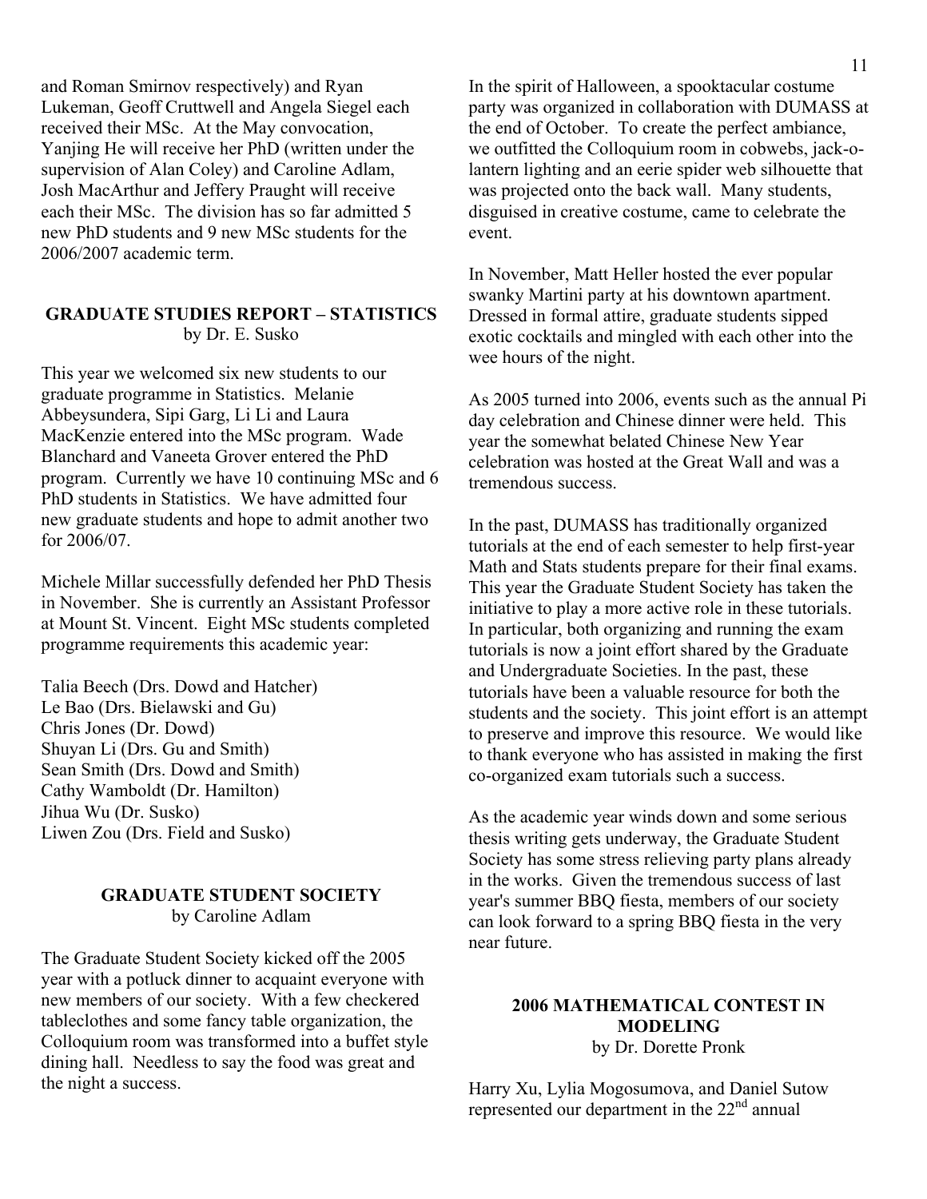and Roman Smirnov respectively) and Ryan Lukeman, Geoff Cruttwell and Angela Siegel each received their MSc. At the May convocation, Yanjing He will receive her PhD (written under the supervision of Alan Coley) and Caroline Adlam, Josh MacArthur and Jeffery Praught will receive each their MSc. The division has so far admitted 5 new PhD students and 9 new MSc students for the 2006/2007 academic term.

## GRADUATE STUDIES REPORT – STATISTICS
by Dr. E. Susko

This year we welcomed six new students to our graduate programme in Statistics. Melanie Abbeysundera, Sipi Garg, Li Li and Laura MacKenzie entered into the MSc program. Wade Blanchard and Vaneeta Grover entered the PhD program. Currently we have 10 continuing MSc and 6 PhD students in Statistics. We have admitted four new graduate students and hope to admit another two for 2006/07.

Michele Millar successfully defended her PhD Thesis in November. She is currently an Assistant Professor at Mount St. Vincent. Eight MSc students completed programme requirements this academic year:

Talia Beech (Drs. Dowd and Hatcher)
Le Bao (Drs. Bielawski and Gu)
Chris Jones (Dr. Dowd)
Shuyan Li (Drs. Gu and Smith)
Sean Smith (Drs. Dowd and Smith)
Cathy Wamboldt (Dr. Hamilton)
Jihua Wu (Dr. Susko)
Liwen Zou (Drs. Field and Susko)

## GRADUATE STUDENT SOCIETY
by Caroline Adlam

The Graduate Student Society kicked off the 2005 year with a potluck dinner to acquaint everyone with new members of our society. With a few checkered tablecloths and some fancy table organization, the Colloquium room was transformed into a buffet style dining hall. Needless to say the food was great and the night a success.

In the spirit of Halloween, a spooktacular costume party was organized in collaboration with DUMASS at the end of October. To create the perfect ambiance, we outfitted the Colloquium room in cobwebs, jack-o-lantern lighting and an eerie spider web silhouette that was projected onto the back wall. Many students, disguised in creative costume, came to celebrate the event.

In November, Matt Heller hosted the ever popular swanky Martini party at his downtown apartment. Dressed in formal attire, graduate students sipped exotic cocktails and mingled with each other into the wee hours of the night.

As 2005 turned into 2006, events such as the annual Pi day celebration and Chinese dinner were held. This year the somewhat belated Chinese New Year celebration was hosted at the Great Wall and was a tremendous success.

In the past, DUMASS has traditionally organized tutorials at the end of each semester to help first-year Math and Stats students prepare for their final exams. This year the Graduate Student Society has taken the initiative to play a more active role in these tutorials. In particular, both organizing and running the exam tutorials is now a joint effort shared by the Graduate and Undergraduate Societies. In the past, these tutorials have been a valuable resource for both the students and the society. This joint effort is an attempt to preserve and improve this resource. We would like to thank everyone who has assisted in making the first co-organized exam tutorials such a success.

As the academic year winds down and some serious thesis writing gets underway, the Graduate Student Society has some stress relieving party plans already in the works. Given the tremendous success of last year's summer BBQ fiesta, members of our society can look forward to a spring BBQ fiesta in the very near future.

## 2006 MATHEMATICAL CONTEST IN MODELING
by Dr. Dorette Pronk

Harry Xu, Lylia Mogosumova, and Daniel Sutow represented our department in the 22nd annual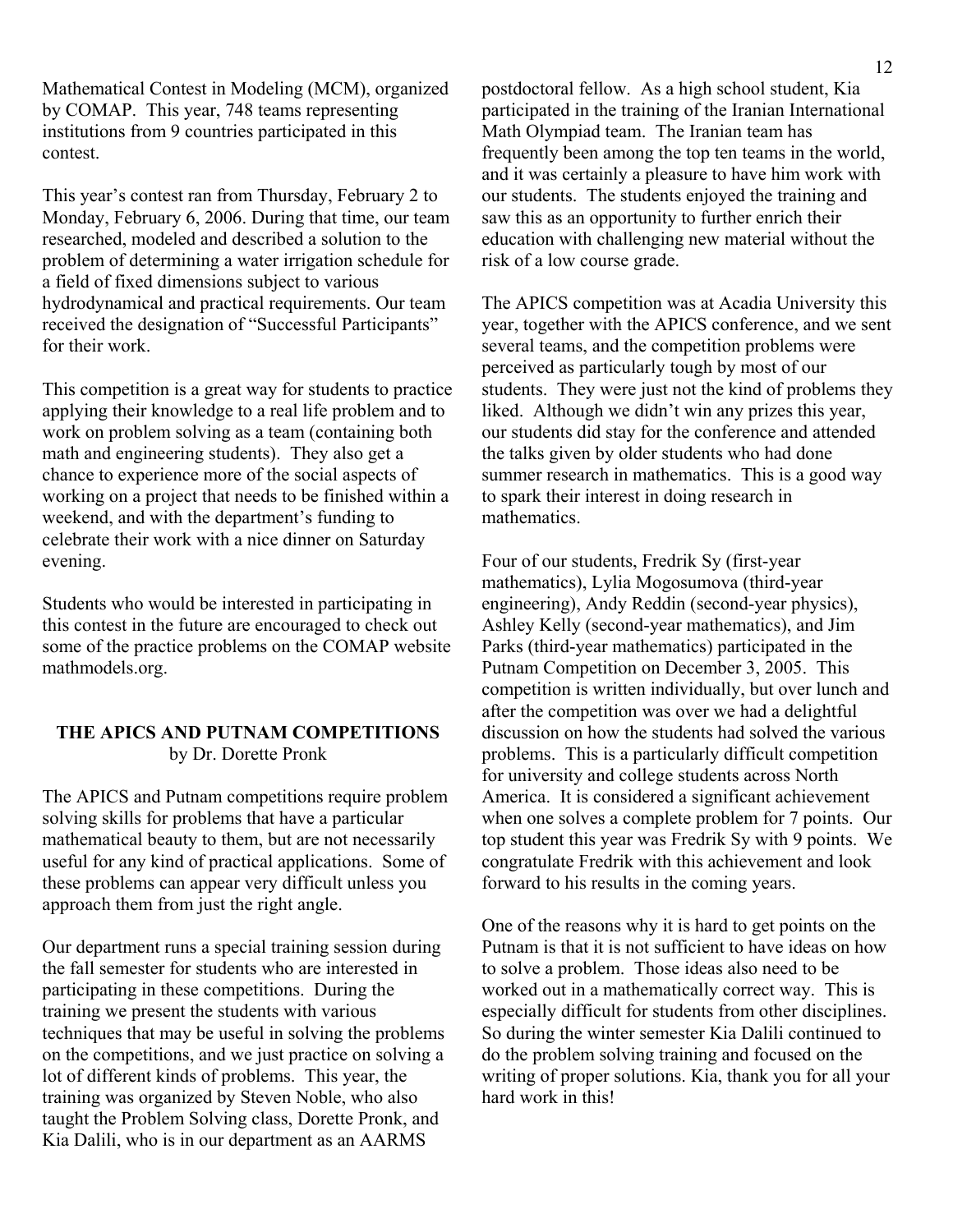Mathematical Contest in Modeling (MCM), organized by COMAP. This year, 748 teams representing institutions from 9 countries participated in this contest.

This year's contest ran from Thursday, February 2 to Monday, February 6, 2006. During that time, our team researched, modeled and described a solution to the problem of determining a water irrigation schedule for a field of fixed dimensions subject to various hydrodynamical and practical requirements. Our team received the designation of "Successful Participants" for their work.

This competition is a great way for students to practice applying their knowledge to a real life problem and to work on problem solving as a team (containing both math and engineering students). They also get a chance to experience more of the social aspects of working on a project that needs to be finished within a weekend, and with the department's funding to celebrate their work with a nice dinner on Saturday evening.

Students who would be interested in participating in this contest in the future are encouraged to check out some of the practice problems on the COMAP website mathmodels.org.

### THE APICS AND PUTNAM COMPETITIONS
by Dr. Dorette Pronk

The APICS and Putnam competitions require problem solving skills for problems that have a particular mathematical beauty to them, but are not necessarily useful for any kind of practical applications. Some of these problems can appear very difficult unless you approach them from just the right angle.

Our department runs a special training session during the fall semester for students who are interested in participating in these competitions. During the training we present the students with various techniques that may be useful in solving the problems on the competitions, and we just practice on solving a lot of different kinds of problems. This year, the training was organized by Steven Noble, who also taught the Problem Solving class, Dorette Pronk, and Kia Dalili, who is in our department as an AARMS postdoctoral fellow. As a high school student, Kia participated in the training of the Iranian International Math Olympiad team. The Iranian team has frequently been among the top ten teams in the world, and it was certainly a pleasure to have him work with our students. The students enjoyed the training and saw this as an opportunity to further enrich their education with challenging new material without the risk of a low course grade.

The APICS competition was at Acadia University this year, together with the APICS conference, and we sent several teams, and the competition problems were perceived as particularly tough by most of our students. They were just not the kind of problems they liked. Although we didn't win any prizes this year, our students did stay for the conference and attended the talks given by older students who had done summer research in mathematics. This is a good way to spark their interest in doing research in mathematics.

Four of our students, Fredrik Sy (first-year mathematics), Lylia Mogosumova (third-year engineering), Andy Reddin (second-year physics), Ashley Kelly (second-year mathematics), and Jim Parks (third-year mathematics) participated in the Putnam Competition on December 3, 2005. This competition is written individually, but over lunch and after the competition was over we had a delightful discussion on how the students had solved the various problems. This is a particularly difficult competition for university and college students across North America. It is considered a significant achievement when one solves a complete problem for 7 points. Our top student this year was Fredrik Sy with 9 points. We congratulate Fredrik with this achievement and look forward to his results in the coming years.

One of the reasons why it is hard to get points on the Putnam is that it is not sufficient to have ideas on how to solve a problem. Those ideas also need to be worked out in a mathematically correct way. This is especially difficult for students from other disciplines. So during the winter semester Kia Dalili continued to do the problem solving training and focused on the writing of proper solutions. Kia, thank you for all your hard work in this!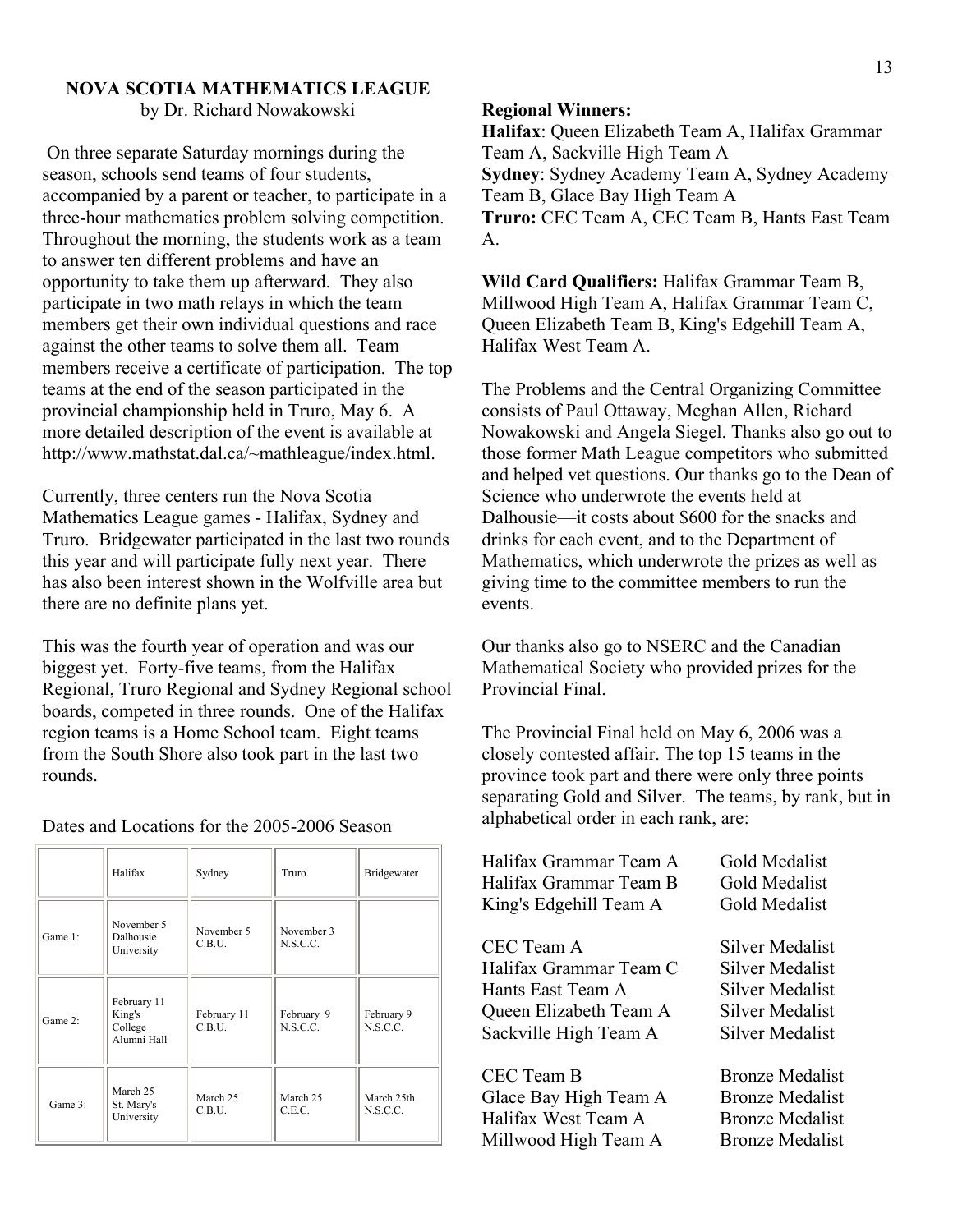## NOVA SCOTIA MATHEMATICS LEAGUE

by Dr. Richard Nowakowski

On three separate Saturday mornings during the season, schools send teams of four students, accompanied by a parent or teacher, to participate in a three-hour mathematics problem solving competition. Throughout the morning, the students work as a team to answer ten different problems and have an opportunity to take them up afterward. They also participate in two math relays in which the team members get their own individual questions and race against the other teams to solve them all. Team members receive a certificate of participation. The top teams at the end of the season participated in the provincial championship held in Truro, May 6. A more detailed description of the event is available at http://www.mathstat.dal.ca/~mathleague/index.html.

Currently, three centers run the Nova Scotia Mathematics League games - Halifax, Sydney and Truro. Bridgewater participated in the last two rounds this year and will participate fully next year. There has also been interest shown in the Wolfville area but there are no definite plans yet.

This was the fourth year of operation and was our biggest yet. Forty-five teams, from the Halifax Regional, Truro Regional and Sydney Regional school boards, competed in three rounds. One of the Halifax region teams is a Home School team. Eight teams from the South Shore also took part in the last two rounds.

Dates and Locations for the 2005-2006 Season

| | Halifax | Sydney | Truro | Bridgewater |
|---|---|---|---|---|
| Game 1: | November 5 Dalhousie University | November 5 C.B.U. | November 3 N.S.C.C. | |
| Game 2: | February 11 King's College Alumni Hall | February 11 C.B.U. | February 9 N.S.C.C. | February 9 N.S.C.C. |
| Game 3: | March 25 St. Mary's University | March 25 C.B.U. | March 25 C.E.C. | March 25th N.S.C.C. |

**Regional Winners:**
**Halifax**: Queen Elizabeth Team A, Halifax Grammar Team A, Sackville High Team A
**Sydney**: Sydney Academy Team A, Sydney Academy Team B, Glace Bay High Team A
**Truro:** CEC Team A, CEC Team B, Hants East Team A.

**Wild Card Qualifiers:** Halifax Grammar Team B, Millwood High Team A, Halifax Grammar Team C, Queen Elizabeth Team B, King's Edgehill Team A, Halifax West Team A.

The Problems and the Central Organizing Committee consists of Paul Ottaway, Meghan Allen, Richard Nowakowski and Angela Siegel. Thanks also go out to those former Math League competitors who submitted and helped vet questions. Our thanks go to the Dean of Science who underwrote the events held at Dalhousie—it costs about $600 for the snacks and drinks for each event, and to the Department of Mathematics, which underwrote the prizes as well as giving time to the committee members to run the events.

Our thanks also go to NSERC and the Canadian Mathematical Society who provided prizes for the Provincial Final.

The Provincial Final held on May 6, 2006 was a closely contested affair. The top 15 teams in the province took part and there were only three points separating Gold and Silver. The teams, by rank, but in alphabetical order in each rank, are:

| Team | Medal |
|---|---|
| Halifax Grammar Team A | Gold Medalist |
| Halifax Grammar Team B | Gold Medalist |
| King's Edgehill Team A | Gold Medalist |
| CEC Team A | Silver Medalist |
| Halifax Grammar Team C | Silver Medalist |
| Hants East Team A | Silver Medalist |
| Queen Elizabeth Team A | Silver Medalist |
| Sackville High Team A | Silver Medalist |
| CEC Team B | Bronze Medalist |
| Glace Bay High Team A | Bronze Medalist |
| Halifax West Team A | Bronze Medalist |
| Millwood High Team A | Bronze Medalist |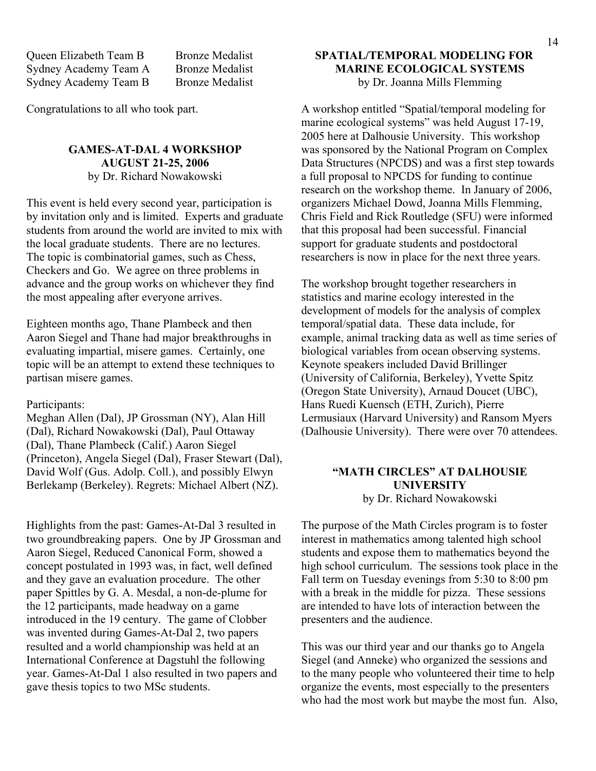| | |
|---|---|
| Queen Elizabeth Team B | Bronze Medalist |
| Sydney Academy Team A | Bronze Medalist |
| Sydney Academy Team B | Bronze Medalist |

Congratulations to all who took part.

## GAMES-AT-DAL 4 WORKSHOP
## AUGUST 21-25, 2006

by Dr. Richard Nowakowski

This event is held every second year, participation is by invitation only and is limited. Experts and graduate students from around the world are invited to mix with the local graduate students. There are no lectures. The topic is combinatorial games, such as Chess, Checkers and Go. We agree on three problems in advance and the group works on whichever they find the most appealing after everyone arrives.

Eighteen months ago, Thane Plambeck and then Aaron Siegel and Thane had major breakthroughs in evaluating impartial, misere games. Certainly, one topic will be an attempt to extend these techniques to partisan misere games.

Participants:
Meghan Allen (Dal), JP Grossman (NY), Alan Hill (Dal), Richard Nowakowski (Dal), Paul Ottaway (Dal), Thane Plambeck (Calif.) Aaron Siegel (Princeton), Angela Siegel (Dal), Fraser Stewart (Dal), David Wolf (Gus. Adolp. Coll.), and possibly Elwyn Berlekamp (Berkeley). Regrets: Michael Albert (NZ).

Highlights from the past: Games-At-Dal 3 resulted in two groundbreaking papers. One by JP Grossman and Aaron Siegel, Reduced Canonical Form, showed a concept postulated in 1993 was, in fact, well defined and they gave an evaluation procedure. The other paper Spittles by G. A. Mesdal, a non-de-plume for the 12 participants, made headway on a game introduced in the 19 century. The game of Clobber was invented during Games-At-Dal 2, two papers resulted and a world championship was held at an International Conference at Dagstuhl the following year. Games-At-Dal 1 also resulted in two papers and gave thesis topics to two MSc students.

## SPATIAL/TEMPORAL MODELING FOR MARINE ECOLOGICAL SYSTEMS

by Dr. Joanna Mills Flemming

A workshop entitled "Spatial/temporal modeling for marine ecological systems" was held August 17-19, 2005 here at Dalhousie University. This workshop was sponsored by the National Program on Complex Data Structures (NPCDS) and was a first step towards a full proposal to NPCDS for funding to continue research on the workshop theme. In January of 2006, organizers Michael Dowd, Joanna Mills Flemming, Chris Field and Rick Routledge (SFU) were informed that this proposal had been successful. Financial support for graduate students and postdoctoral researchers is now in place for the next three years.

The workshop brought together researchers in statistics and marine ecology interested in the development of models for the analysis of complex temporal/spatial data. These data include, for example, animal tracking data as well as time series of biological variables from ocean observing systems. Keynote speakers included David Brillinger (University of California, Berkeley), Yvette Spitz (Oregon State University), Arnaud Doucet (UBC), Hans Ruedi Kuensch (ETH, Zurich), Pierre Lermusiaux (Harvard University) and Ransom Myers (Dalhousie University). There were over 70 attendees.

## "MATH CIRCLES" AT DALHOUSIE UNIVERSITY

by Dr. Richard Nowakowski

The purpose of the Math Circles program is to foster interest in mathematics among talented high school students and expose them to mathematics beyond the high school curriculum. The sessions took place in the Fall term on Tuesday evenings from 5:30 to 8:00 pm with a break in the middle for pizza. These sessions are intended to have lots of interaction between the presenters and the audience.

This was our third year and our thanks go to Angela Siegel (and Anneke) who organized the sessions and to the many people who volunteered their time to help organize the events, most especially to the presenters who had the most work but maybe the most fun. Also,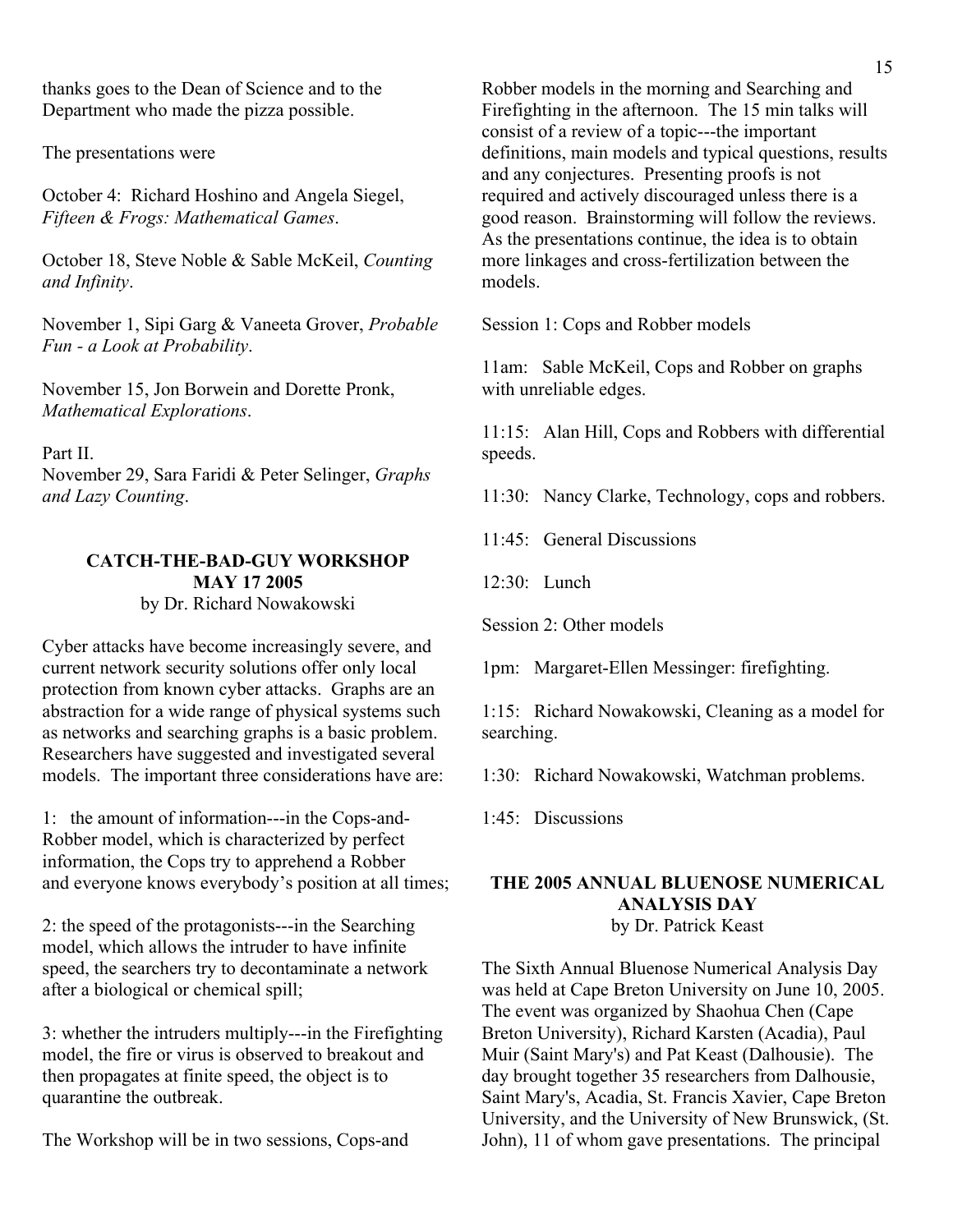thanks goes to the Dean of Science and to the Department who made the pizza possible.

The presentations were

October 4: Richard Hoshino and Angela Siegel, *Fifteen & Frogs: Mathematical Games*.

October 18, Steve Noble & Sable McKeil, *Counting and Infinity*.

November 1, Sipi Garg & Vaneeta Grover, *Probable Fun - a Look at Probability*.

November 15, Jon Borwein and Dorette Pronk, *Mathematical Explorations*.

Part II.
November 29, Sara Faridi & Peter Selinger, *Graphs and Lazy Counting*.

## CATCH-THE-BAD-GUY WORKSHOP MAY 17 2005

by Dr. Richard Nowakowski

Cyber attacks have become increasingly severe, and current network security solutions offer only local protection from known cyber attacks. Graphs are an abstraction for a wide range of physical systems such as networks and searching graphs is a basic problem. Researchers have suggested and investigated several models. The important three considerations have are:

1: the amount of information---in the Cops-and-Robber model, which is characterized by perfect information, the Cops try to apprehend a Robber and everyone knows everybody's position at all times;

2: the speed of the protagonists---in the Searching model, which allows the intruder to have infinite speed, the searchers try to decontaminate a network after a biological or chemical spill;

3: whether the intruders multiply---in the Firefighting model, the fire or virus is observed to breakout and then propagates at finite speed, the object is to quarantine the outbreak.

The Workshop will be in two sessions, Cops-and Robber models in the morning and Searching and Firefighting in the afternoon. The 15 min talks will consist of a review of a topic---the important definitions, main models and typical questions, results and any conjectures. Presenting proofs is not required and actively discouraged unless there is a good reason. Brainstorming will follow the reviews. As the presentations continue, the idea is to obtain more linkages and cross-fertilization between the models.

Session 1: Cops and Robber models

11am: Sable McKeil, Cops and Robber on graphs with unreliable edges.

11:15: Alan Hill, Cops and Robbers with differential speeds.

11:30: Nancy Clarke, Technology, cops and robbers.

11:45: General Discussions

12:30: Lunch

Session 2: Other models

1pm: Margaret-Ellen Messinger: firefighting.

1:15: Richard Nowakowski, Cleaning as a model for searching.

1:30: Richard Nowakowski, Watchman problems.

1:45: Discussions

## THE 2005 ANNUAL BLUENOSE NUMERICAL ANALYSIS DAY

by Dr. Patrick Keast

The Sixth Annual Bluenose Numerical Analysis Day was held at Cape Breton University on June 10, 2005. The event was organized by Shaohua Chen (Cape Breton University), Richard Karsten (Acadia), Paul Muir (Saint Mary's) and Pat Keast (Dalhousie). The day brought together 35 researchers from Dalhousie, Saint Mary's, Acadia, St. Francis Xavier, Cape Breton University, and the University of New Brunswick, (St. John), 11 of whom gave presentations. The principal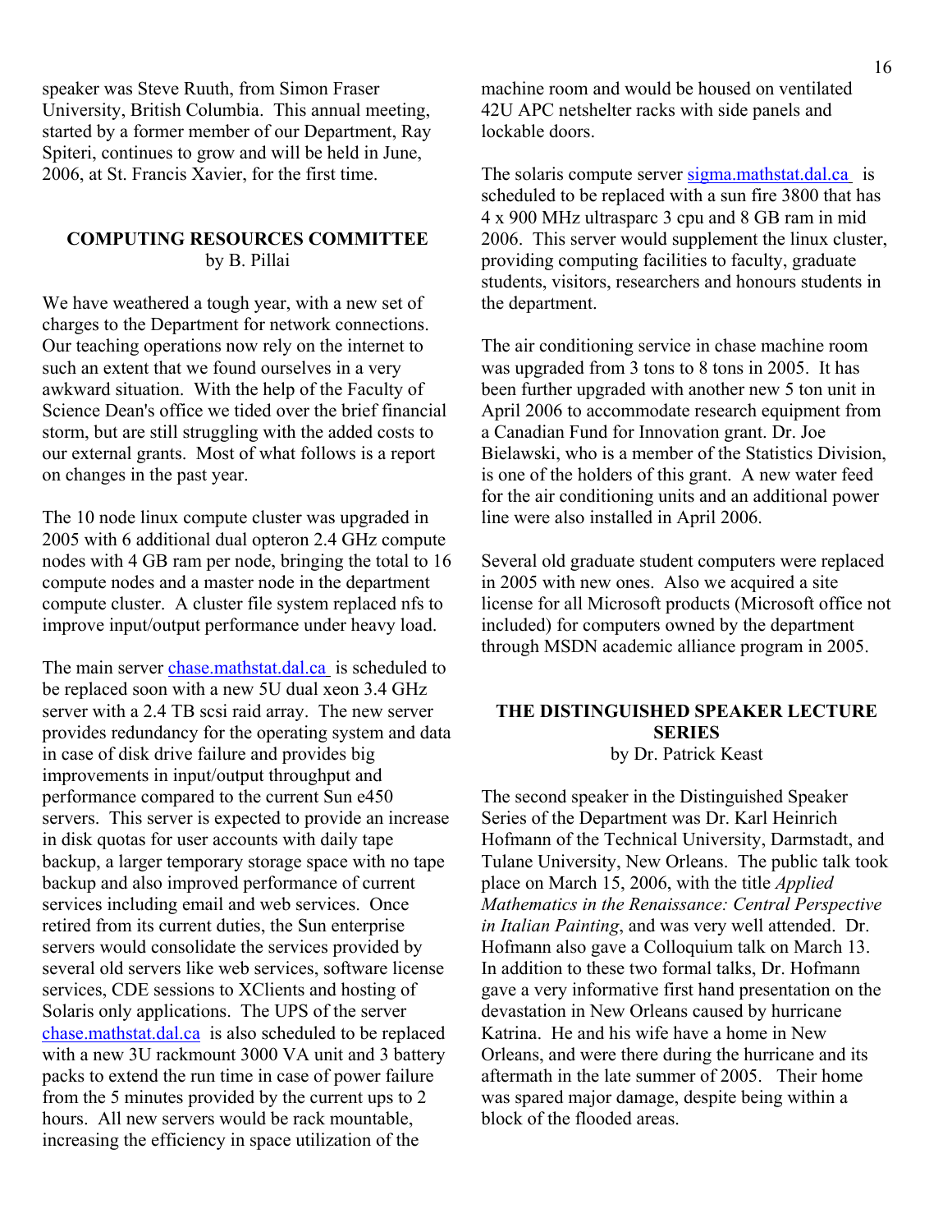speaker was Steve Ruuth, from Simon Fraser University, British Columbia. This annual meeting, started by a former member of our Department, Ray Spiteri, continues to grow and will be held in June, 2006, at St. Francis Xavier, for the first time.

## COMPUTING RESOURCES COMMITTEE

by B. Pillai

We have weathered a tough year, with a new set of charges to the Department for network connections. Our teaching operations now rely on the internet to such an extent that we found ourselves in a very awkward situation. With the help of the Faculty of Science Dean's office we tided over the brief financial storm, but are still struggling with the added costs to our external grants. Most of what follows is a report on changes in the past year.

The 10 node linux compute cluster was upgraded in 2005 with 6 additional dual opteron 2.4 GHz compute nodes with 4 GB ram per node, bringing the total to 16 compute nodes and a master node in the department compute cluster. A cluster file system replaced nfs to improve input/output performance under heavy load.

The main server chase.mathstat.dal.ca is scheduled to be replaced soon with a new 5U dual xeon 3.4 GHz server with a 2.4 TB scsi raid array. The new server provides redundancy for the operating system and data in case of disk drive failure and provides big improvements in input/output throughput and performance compared to the current Sun e450 servers. This server is expected to provide an increase in disk quotas for user accounts with daily tape backup, a larger temporary storage space with no tape backup and also improved performance of current services including email and web services. Once retired from its current duties, the Sun enterprise servers would consolidate the services provided by several old servers like web services, software license services, CDE sessions to XClients and hosting of Solaris only applications. The UPS of the server chase.mathstat.dal.ca is also scheduled to be replaced with a new 3U rackmount 3000 VA unit and 3 battery packs to extend the run time in case of power failure from the 5 minutes provided by the current ups to 2 hours. All new servers would be rack mountable, increasing the efficiency in space utilization of the machine room and would be housed on ventilated 42U APC netshelter racks with side panels and lockable doors.

The solaris compute server sigma.mathstat.dal.ca is scheduled to be replaced with a sun fire 3800 that has 4 x 900 MHz ultrasparc 3 cpu and 8 GB ram in mid 2006. This server would supplement the linux cluster, providing computing facilities to faculty, graduate students, visitors, researchers and honours students in the department.

The air conditioning service in chase machine room was upgraded from 3 tons to 8 tons in 2005. It has been further upgraded with another new 5 ton unit in April 2006 to accommodate research equipment from a Canadian Fund for Innovation grant. Dr. Joe Bielawski, who is a member of the Statistics Division, is one of the holders of this grant. A new water feed for the air conditioning units and an additional power line were also installed in April 2006.

Several old graduate student computers were replaced in 2005 with new ones. Also we acquired a site license for all Microsoft products (Microsoft office not included) for computers owned by the department through MSDN academic alliance program in 2005.

## THE DISTINGUISHED SPEAKER LECTURE SERIES

by Dr. Patrick Keast

The second speaker in the Distinguished Speaker Series of the Department was Dr. Karl Heinrich Hofmann of the Technical University, Darmstadt, and Tulane University, New Orleans. The public talk took place on March 15, 2006, with the title *Applied Mathematics in the Renaissance: Central Perspective in Italian Painting*, and was very well attended. Dr. Hofmann also gave a Colloquium talk on March 13. In addition to these two formal talks, Dr. Hofmann gave a very informative first hand presentation on the devastation in New Orleans caused by hurricane Katrina. He and his wife have a home in New Orleans, and were there during the hurricane and its aftermath in the late summer of 2005. Their home was spared major damage, despite being within a block of the flooded areas.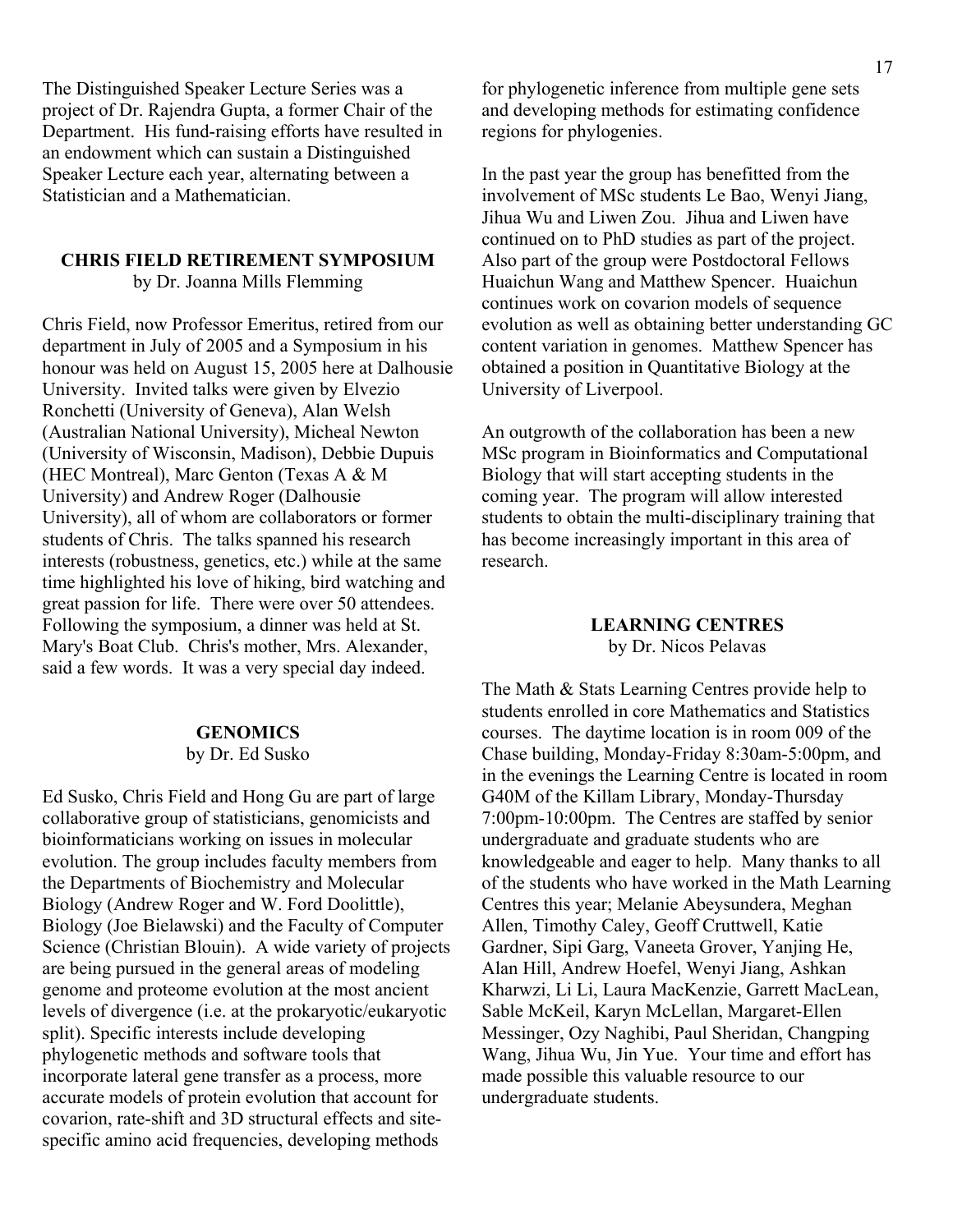The Distinguished Speaker Lecture Series was a project of Dr. Rajendra Gupta, a former Chair of the Department. His fund-raising efforts have resulted in an endowment which can sustain a Distinguished Speaker Lecture each year, alternating between a Statistician and a Mathematician.

## CHRIS FIELD RETIREMENT SYMPOSIUM

by Dr. Joanna Mills Flemming

Chris Field, now Professor Emeritus, retired from our department in July of 2005 and a Symposium in his honour was held on August 15, 2005 here at Dalhousie University. Invited talks were given by Elvezio Ronchetti (University of Geneva), Alan Welsh (Australian National University), Micheal Newton (University of Wisconsin, Madison), Debbie Dupuis (HEC Montreal), Marc Genton (Texas A & M University) and Andrew Roger (Dalhousie University), all of whom are collaborators or former students of Chris. The talks spanned his research interests (robustness, genetics, etc.) while at the same time highlighted his love of hiking, bird watching and great passion for life. There were over 50 attendees. Following the symposium, a dinner was held at St. Mary's Boat Club. Chris's mother, Mrs. Alexander, said a few words. It was a very special day indeed.

## GENOMICS

by Dr. Ed Susko

Ed Susko, Chris Field and Hong Gu are part of large collaborative group of statisticians, genomicists and bioinformaticians working on issues in molecular evolution. The group includes faculty members from the Departments of Biochemistry and Molecular Biology (Andrew Roger and W. Ford Doolittle), Biology (Joe Bielawski) and the Faculty of Computer Science (Christian Blouin). A wide variety of projects are being pursued in the general areas of modeling genome and proteome evolution at the most ancient levels of divergence (i.e. at the prokaryotic/eukaryotic split). Specific interests include developing phylogenetic methods and software tools that incorporate lateral gene transfer as a process, more accurate models of protein evolution that account for covarion, rate-shift and 3D structural effects and site-specific amino acid frequencies, developing methods for phylogenetic inference from multiple gene sets and developing methods for estimating confidence regions for phylogenies.

In the past year the group has benefitted from the involvement of MSc students Le Bao, Wenyi Jiang, Jihua Wu and Liwen Zou. Jihua and Liwen have continued on to PhD studies as part of the project. Also part of the group were Postdoctoral Fellows Huaichun Wang and Matthew Spencer. Huaichun continues work on covarion models of sequence evolution as well as obtaining better understanding GC content variation in genomes. Matthew Spencer has obtained a position in Quantitative Biology at the University of Liverpool.

An outgrowth of the collaboration has been a new MSc program in Bioinformatics and Computational Biology that will start accepting students in the coming year. The program will allow interested students to obtain the multi-disciplinary training that has become increasingly important in this area of research.

## LEARNING CENTRES

by Dr. Nicos Pelavas

The Math & Stats Learning Centres provide help to students enrolled in core Mathematics and Statistics courses. The daytime location is in room 009 of the Chase building, Monday-Friday 8:30am-5:00pm, and in the evenings the Learning Centre is located in room G40M of the Killam Library, Monday-Thursday 7:00pm-10:00pm. The Centres are staffed by senior undergraduate and graduate students who are knowledgeable and eager to help. Many thanks to all of the students who have worked in the Math Learning Centres this year; Melanie Abeysundera, Meghan Allen, Timothy Caley, Geoff Cruttwell, Katie Gardner, Sipi Garg, Vaneeta Grover, Yanjing He, Alan Hill, Andrew Hoefel, Wenyi Jiang, Ashkan Kharwzi, Li Li, Laura MacKenzie, Garrett MacLean, Sable McKeil, Karyn McLellan, Margaret-Ellen Messinger, Ozy Naghibi, Paul Sheridan, Changping Wang, Jihua Wu, Jin Yue. Your time and effort has made possible this valuable resource to our undergraduate students.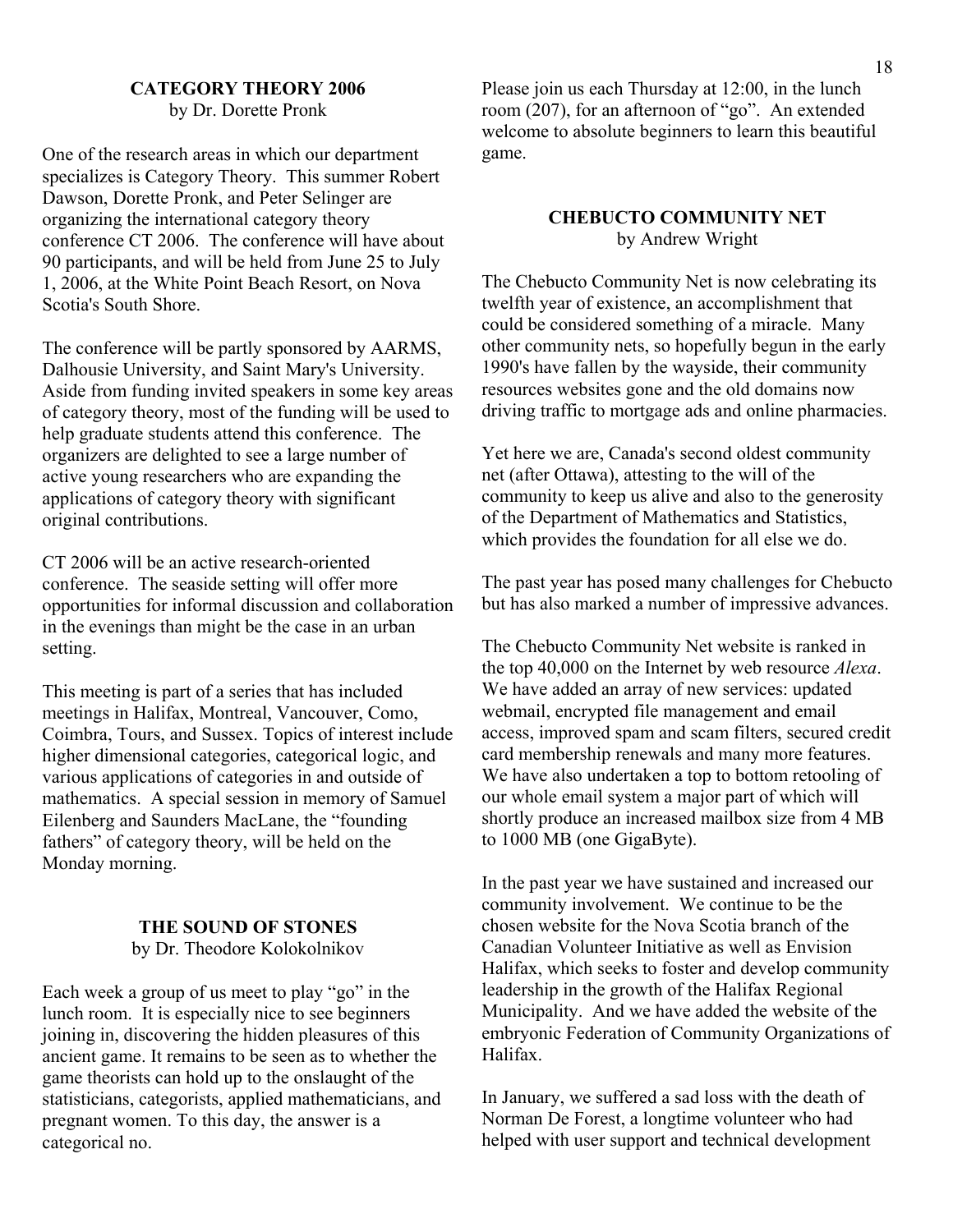## CATEGORY THEORY 2006

by Dr. Dorette Pronk

One of the research areas in which our department specializes is Category Theory. This summer Robert Dawson, Dorette Pronk, and Peter Selinger are organizing the international category theory conference CT 2006. The conference will have about 90 participants, and will be held from June 25 to July 1, 2006, at the White Point Beach Resort, on Nova Scotia's South Shore.

The conference will be partly sponsored by AARMS, Dalhousie University, and Saint Mary's University. Aside from funding invited speakers in some key areas of category theory, most of the funding will be used to help graduate students attend this conference. The organizers are delighted to see a large number of active young researchers who are expanding the applications of category theory with significant original contributions.

CT 2006 will be an active research-oriented conference. The seaside setting will offer more opportunities for informal discussion and collaboration in the evenings than might be the case in an urban setting.

This meeting is part of a series that has included meetings in Halifax, Montreal, Vancouver, Como, Coimbra, Tours, and Sussex. Topics of interest include higher dimensional categories, categorical logic, and various applications of categories in and outside of mathematics. A special session in memory of Samuel Eilenberg and Saunders MacLane, the "founding fathers" of category theory, will be held on the Monday morning.

## THE SOUND OF STONES

by Dr. Theodore Kolokolnikov

Each week a group of us meet to play "go" in the lunch room. It is especially nice to see beginners joining in, discovering the hidden pleasures of this ancient game. It remains to be seen as to whether the game theorists can hold up to the onslaught of the statisticians, categorists, applied mathematicians, and pregnant women. To this day, the answer is a categorical no.

Please join us each Thursday at 12:00, in the lunch room (207), for an afternoon of "go". An extended welcome to absolute beginners to learn this beautiful game.

## CHEBUCTO COMMUNITY NET

by Andrew Wright

The Chebucto Community Net is now celebrating its twelfth year of existence, an accomplishment that could be considered something of a miracle. Many other community nets, so hopefully begun in the early 1990's have fallen by the wayside, their community resources websites gone and the old domains now driving traffic to mortgage ads and online pharmacies.

Yet here we are, Canada's second oldest community net (after Ottawa), attesting to the will of the community to keep us alive and also to the generosity of the Department of Mathematics and Statistics, which provides the foundation for all else we do.

The past year has posed many challenges for Chebucto but has also marked a number of impressive advances.

The Chebucto Community Net website is ranked in the top 40,000 on the Internet by web resource *Alexa*. We have added an array of new services: updated webmail, encrypted file management and email access, improved spam and scam filters, secured credit card membership renewals and many more features. We have also undertaken a top to bottom retooling of our whole email system a major part of which will shortly produce an increased mailbox size from 4 MB to 1000 MB (one GigaByte).

In the past year we have sustained and increased our community involvement. We continue to be the chosen website for the Nova Scotia branch of the Canadian Volunteer Initiative as well as Envision Halifax, which seeks to foster and develop community leadership in the growth of the Halifax Regional Municipality. And we have added the website of the embryonic Federation of Community Organizations of Halifax.

In January, we suffered a sad loss with the death of Norman De Forest, a longtime volunteer who had helped with user support and technical development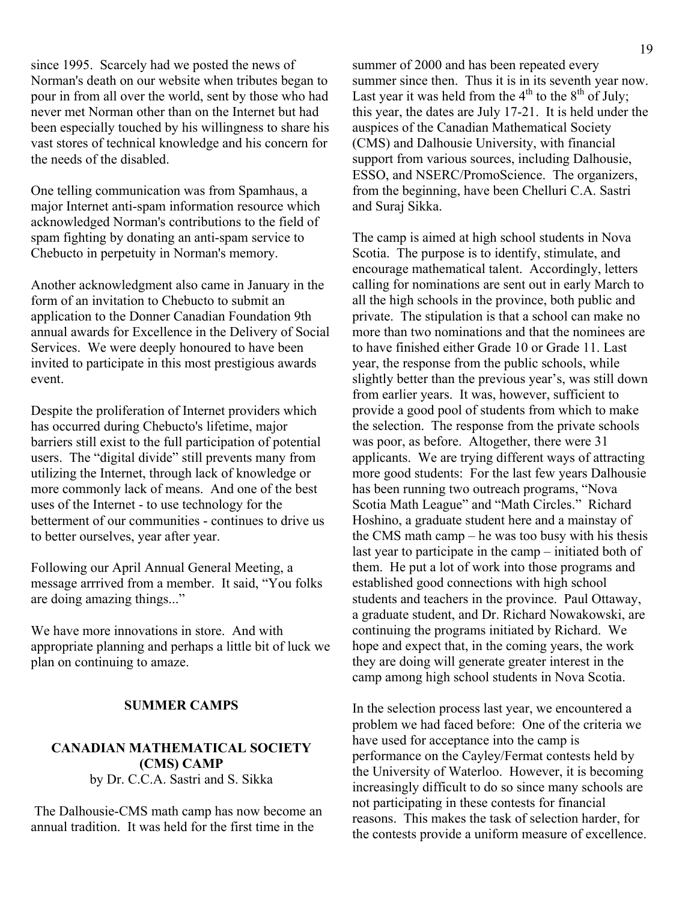since 1995. Scarcely had we posted the news of Norman's death on our website when tributes began to pour in from all over the world, sent by those who had never met Norman other than on the Internet but had been especially touched by his willingness to share his vast stores of technical knowledge and his concern for the needs of the disabled.

One telling communication was from Spamhaus, a major Internet anti-spam information resource which acknowledged Norman's contributions to the field of spam fighting by donating an anti-spam service to Chebucto in perpetuity in Norman's memory.

Another acknowledgment also came in January in the form of an invitation to Chebucto to submit an application to the Donner Canadian Foundation 9th annual awards for Excellence in the Delivery of Social Services. We were deeply honoured to have been invited to participate in this most prestigious awards event.

Despite the proliferation of Internet providers which has occurred during Chebucto's lifetime, major barriers still exist to the full participation of potential users. The "digital divide" still prevents many from utilizing the Internet, through lack of knowledge or more commonly lack of means. And one of the best uses of the Internet - to use technology for the betterment of our communities - continues to drive us to better ourselves, year after year.

Following our April Annual General Meeting, a message arrrived from a member. It said, "You folks are doing amazing things..."

We have more innovations in store. And with appropriate planning and perhaps a little bit of luck we plan on continuing to amaze.

## SUMMER CAMPS

### CANADIAN MATHEMATICAL SOCIETY (CMS) CAMP

by Dr. C.C.A. Sastri and S. Sikka

The Dalhousie-CMS math camp has now become an annual tradition. It was held for the first time in the summer of 2000 and has been repeated every summer since then. Thus it is in its seventh year now. Last year it was held from the 4th to the 8th of July; this year, the dates are July 17-21. It is held under the auspices of the Canadian Mathematical Society (CMS) and Dalhousie University, with financial support from various sources, including Dalhousie, ESSO, and NSERC/PromoScience. The organizers, from the beginning, have been Chelluri C.A. Sastri and Suraj Sikka.

The camp is aimed at high school students in Nova Scotia. The purpose is to identify, stimulate, and encourage mathematical talent. Accordingly, letters calling for nominations are sent out in early March to all the high schools in the province, both public and private. The stipulation is that a school can make no more than two nominations and that the nominees are to have finished either Grade 10 or Grade 11. Last year, the response from the public schools, while slightly better than the previous year's, was still down from earlier years. It was, however, sufficient to provide a good pool of students from which to make the selection. The response from the private schools was poor, as before. Altogether, there were 31 applicants. We are trying different ways of attracting more good students: For the last few years Dalhousie has been running two outreach programs, "Nova Scotia Math League" and "Math Circles." Richard Hoshino, a graduate student here and a mainstay of the CMS math camp – he was too busy with his thesis last year to participate in the camp – initiated both of them. He put a lot of work into those programs and established good connections with high school students and teachers in the province. Paul Ottaway, a graduate student, and Dr. Richard Nowakowski, are continuing the programs initiated by Richard. We hope and expect that, in the coming years, the work they are doing will generate greater interest in the camp among high school students in Nova Scotia.

In the selection process last year, we encountered a problem we had faced before: One of the criteria we have used for acceptance into the camp is performance on the Cayley/Fermat contests held by the University of Waterloo. However, it is becoming increasingly difficult to do so since many schools are not participating in these contests for financial reasons. This makes the task of selection harder, for the contests provide a uniform measure of excellence.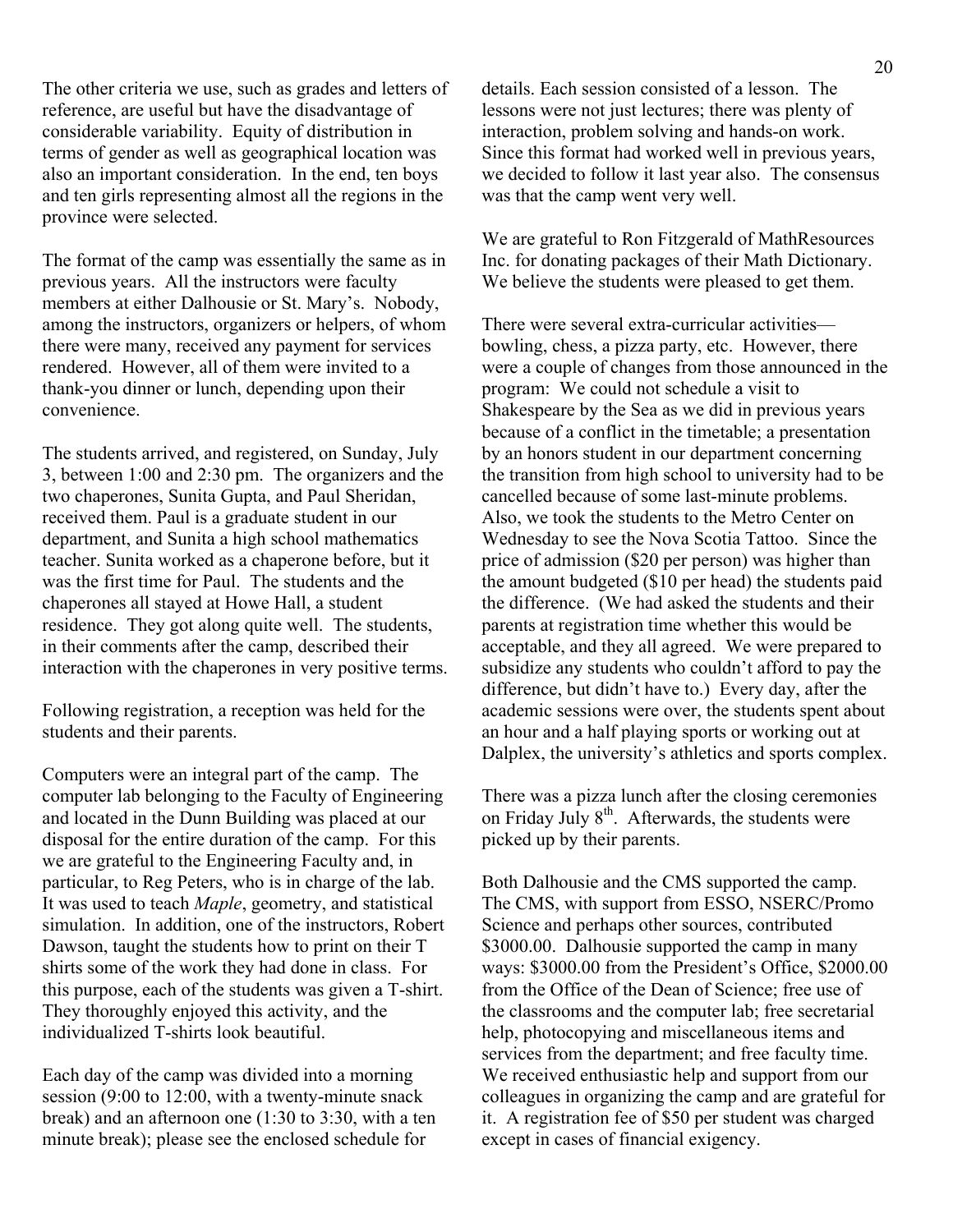The other criteria we use, such as grades and letters of reference, are useful but have the disadvantage of considerable variability. Equity of distribution in terms of gender as well as geographical location was also an important consideration. In the end, ten boys and ten girls representing almost all the regions in the province were selected.

The format of the camp was essentially the same as in previous years. All the instructors were faculty members at either Dalhousie or St. Mary's. Nobody, among the instructors, organizers or helpers, of whom there were many, received any payment for services rendered. However, all of them were invited to a thank-you dinner or lunch, depending upon their convenience.

The students arrived, and registered, on Sunday, July 3, between 1:00 and 2:30 pm. The organizers and the two chaperones, Sunita Gupta, and Paul Sheridan, received them. Paul is a graduate student in our department, and Sunita a high school mathematics teacher. Sunita worked as a chaperone before, but it was the first time for Paul. The students and the chaperones all stayed at Howe Hall, a student residence. They got along quite well. The students, in their comments after the camp, described their interaction with the chaperones in very positive terms.

Following registration, a reception was held for the students and their parents.

Computers were an integral part of the camp. The computer lab belonging to the Faculty of Engineering and located in the Dunn Building was placed at our disposal for the entire duration of the camp. For this we are grateful to the Engineering Faculty and, in particular, to Reg Peters, who is in charge of the lab. It was used to teach *Maple*, geometry, and statistical simulation. In addition, one of the instructors, Robert Dawson, taught the students how to print on their T shirts some of the work they had done in class. For this purpose, each of the students was given a T-shirt. They thoroughly enjoyed this activity, and the individualized T-shirts look beautiful.

Each day of the camp was divided into a morning session (9:00 to 12:00, with a twenty-minute snack break) and an afternoon one (1:30 to 3:30, with a ten minute break); please see the enclosed schedule for details. Each session consisted of a lesson. The lessons were not just lectures; there was plenty of interaction, problem solving and hands-on work. Since this format had worked well in previous years, we decided to follow it last year also. The consensus was that the camp went very well.

We are grateful to Ron Fitzgerald of MathResources Inc. for donating packages of their Math Dictionary. We believe the students were pleased to get them.

There were several extra-curricular activities—bowling, chess, a pizza party, etc. However, there were a couple of changes from those announced in the program: We could not schedule a visit to Shakespeare by the Sea as we did in previous years because of a conflict in the timetable; a presentation by an honors student in our department concerning the transition from high school to university had to be cancelled because of some last-minute problems. Also, we took the students to the Metro Center on Wednesday to see the Nova Scotia Tattoo. Since the price of admission ($20 per person) was higher than the amount budgeted ($10 per head) the students paid the difference. (We had asked the students and their parents at registration time whether this would be acceptable, and they all agreed. We were prepared to subsidize any students who couldn't afford to pay the difference, but didn't have to.) Every day, after the academic sessions were over, the students spent about an hour and a half playing sports or working out at Dalplex, the university's athletics and sports complex.

There was a pizza lunch after the closing ceremonies on Friday July 8th. Afterwards, the students were picked up by their parents.

Both Dalhousie and the CMS supported the camp. The CMS, with support from ESSO, NSERC/Promo Science and perhaps other sources, contributed $3000.00. Dalhousie supported the camp in many ways: $3000.00 from the President's Office, $2000.00 from the Office of the Dean of Science; free use of the classrooms and the computer lab; free secretarial help, photocopying and miscellaneous items and services from the department; and free faculty time. We received enthusiastic help and support from our colleagues in organizing the camp and are grateful for it. A registration fee of $50 per student was charged except in cases of financial exigency.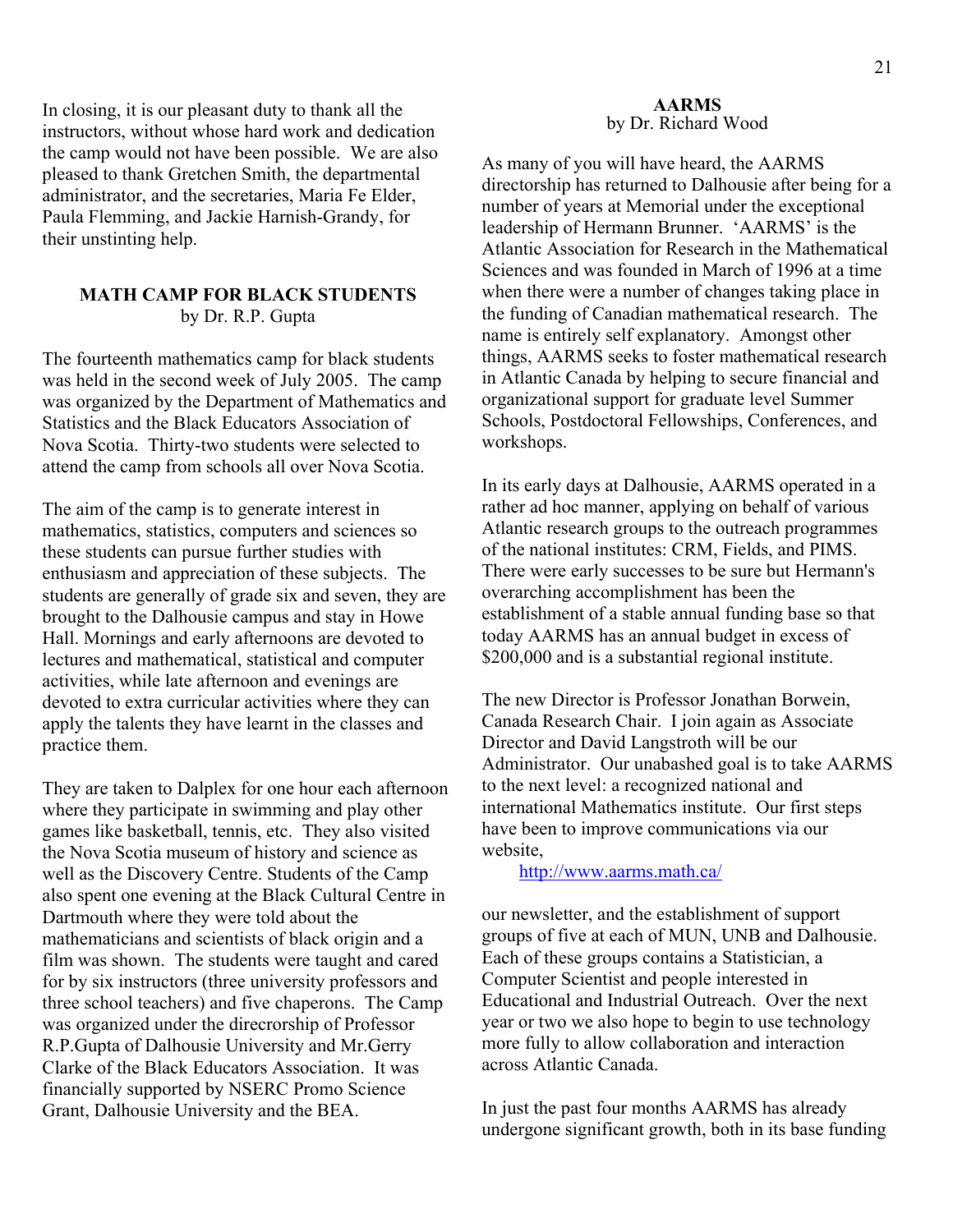In closing, it is our pleasant duty to thank all the instructors, without whose hard work and dedication the camp would not have been possible. We are also pleased to thank Gretchen Smith, the departmental administrator, and the secretaries, Maria Fe Elder, Paula Flemming, and Jackie Harnish-Grandy, for their unstinting help.

## MATH CAMP FOR BLACK STUDENTS

by Dr. R.P. Gupta

The fourteenth mathematics camp for black students was held in the second week of July 2005. The camp was organized by the Department of Mathematics and Statistics and the Black Educators Association of Nova Scotia. Thirty-two students were selected to attend the camp from schools all over Nova Scotia.

The aim of the camp is to generate interest in mathematics, statistics, computers and sciences so these students can pursue further studies with enthusiasm and appreciation of these subjects. The students are generally of grade six and seven, they are brought to the Dalhousie campus and stay in Howe Hall. Mornings and early afternoons are devoted to lectures and mathematical, statistical and computer activities, while late afternoon and evenings are devoted to extra curricular activities where they can apply the talents they have learnt in the classes and practice them.

They are taken to Dalplex for one hour each afternoon where they participate in swimming and play other games like basketball, tennis, etc. They also visited the Nova Scotia museum of history and science as well as the Discovery Centre. Students of the Camp also spent one evening at the Black Cultural Centre in Dartmouth where they were told about the mathematicians and scientists of black origin and a film was shown. The students were taught and cared for by six instructors (three university professors and three school teachers) and five chaperons. The Camp was organized under the direcrorship of Professor R.P.Gupta of Dalhousie University and Mr.Gerry Clarke of the Black Educators Association. It was financially supported by NSERC Promo Science Grant, Dalhousie University and the BEA.

## AARMS

by Dr. Richard Wood

As many of you will have heard, the AARMS directorship has returned to Dalhousie after being for a number of years at Memorial under the exceptional leadership of Hermann Brunner. 'AARMS' is the Atlantic Association for Research in the Mathematical Sciences and was founded in March of 1996 at a time when there were a number of changes taking place in the funding of Canadian mathematical research. The name is entirely self explanatory. Amongst other things, AARMS seeks to foster mathematical research in Atlantic Canada by helping to secure financial and organizational support for graduate level Summer Schools, Postdoctoral Fellowships, Conferences, and workshops.

In its early days at Dalhousie, AARMS operated in a rather ad hoc manner, applying on behalf of various Atlantic research groups to the outreach programmes of the national institutes: CRM, Fields, and PIMS. There were early successes to be sure but Hermann's overarching accomplishment has been the establishment of a stable annual funding base so that today AARMS has an annual budget in excess of $200,000 and is a substantial regional institute.

The new Director is Professor Jonathan Borwein, Canada Research Chair. I join again as Associate Director and David Langstroth will be our Administrator. Our unabashed goal is to take AARMS to the next level: a recognized national and international Mathematics institute. Our first steps have been to improve communications via our website,

http://www.aarms.math.ca/

our newsletter, and the establishment of support groups of five at each of MUN, UNB and Dalhousie. Each of these groups contains a Statistician, a Computer Scientist and people interested in Educational and Industrial Outreach. Over the next year or two we also hope to begin to use technology more fully to allow collaboration and interaction across Atlantic Canada.

In just the past four months AARMS has already undergone significant growth, both in its base funding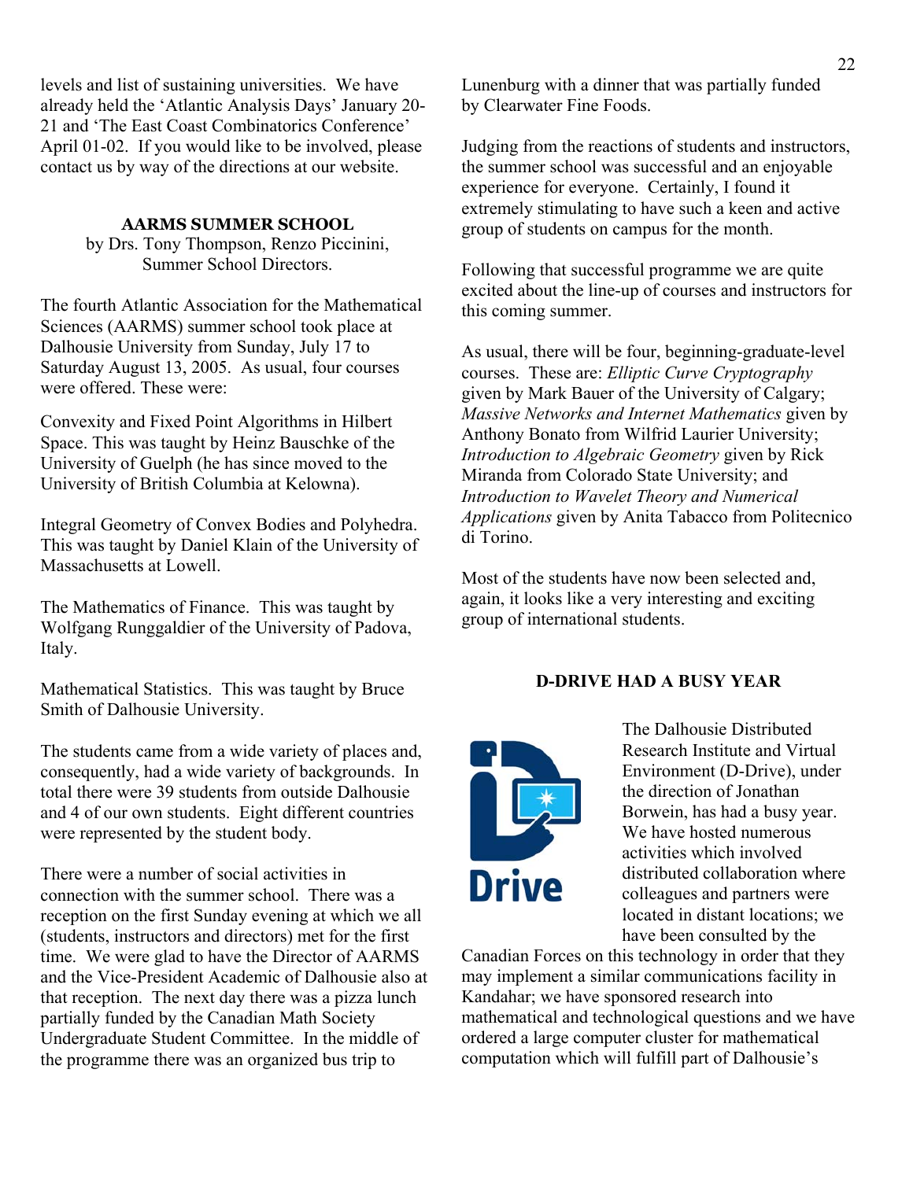levels and list of sustaining universities. We have already held the 'Atlantic Analysis Days' January 20-21 and 'The East Coast Combinatorics Conference' April 01-02. If you would like to be involved, please contact us by way of the directions at our website.

## AARMS SUMMER SCHOOL

by Drs. Tony Thompson, Renzo Piccinini, Summer School Directors.

The fourth Atlantic Association for the Mathematical Sciences (AARMS) summer school took place at Dalhousie University from Sunday, July 17 to Saturday August 13, 2005. As usual, four courses were offered. These were:

Convexity and Fixed Point Algorithms in Hilbert Space. This was taught by Heinz Bauschke of the University of Guelph (he has since moved to the University of British Columbia at Kelowna).

Integral Geometry of Convex Bodies and Polyhedra. This was taught by Daniel Klain of the University of Massachusetts at Lowell.

The Mathematics of Finance. This was taught by Wolfgang Runggaldier of the University of Padova, Italy.

Mathematical Statistics. This was taught by Bruce Smith of Dalhousie University.

The students came from a wide variety of places and, consequently, had a wide variety of backgrounds. In total there were 39 students from outside Dalhousie and 4 of our own students. Eight different countries were represented by the student body.

There were a number of social activities in connection with the summer school. There was a reception on the first Sunday evening at which we all (students, instructors and directors) met for the first time. We were glad to have the Director of AARMS and the Vice-President Academic of Dalhousie also at that reception. The next day there was a pizza lunch partially funded by the Canadian Math Society Undergraduate Student Committee. In the middle of the programme there was an organized bus trip to Lunenburg with a dinner that was partially funded by Clearwater Fine Foods.

Judging from the reactions of students and instructors, the summer school was successful and an enjoyable experience for everyone. Certainly, I found it extremely stimulating to have such a keen and active group of students on campus for the month.

Following that successful programme we are quite excited about the line-up of courses and instructors for this coming summer.

As usual, there will be four, beginning-graduate-level courses. These are: *Elliptic Curve Cryptography* given by Mark Bauer of the University of Calgary; *Massive Networks and Internet Mathematics* given by Anthony Bonato from Wilfrid Laurier University; *Introduction to Algebraic Geometry* given by Rick Miranda from Colorado State University; and *Introduction to Wavelet Theory and Numerical Applications* given by Anita Tabacco from Politecnico di Torino.

Most of the students have now been selected and, again, it looks like a very interesting and exciting group of international students.

## D-DRIVE HAD A BUSY YEAR

The Dalhousie Distributed Research Institute and Virtual Environment (D-Drive), under the direction of Jonathan Borwein, has had a busy year. We have hosted numerous activities which involved distributed collaboration where colleagues and partners were located in distant locations; we have been consulted by the Canadian Forces on this technology in order that they may implement a similar communications facility in Kandahar; we have sponsored research into mathematical and technological questions and we have ordered a large computer cluster for mathematical computation which will fulfill part of Dalhousie's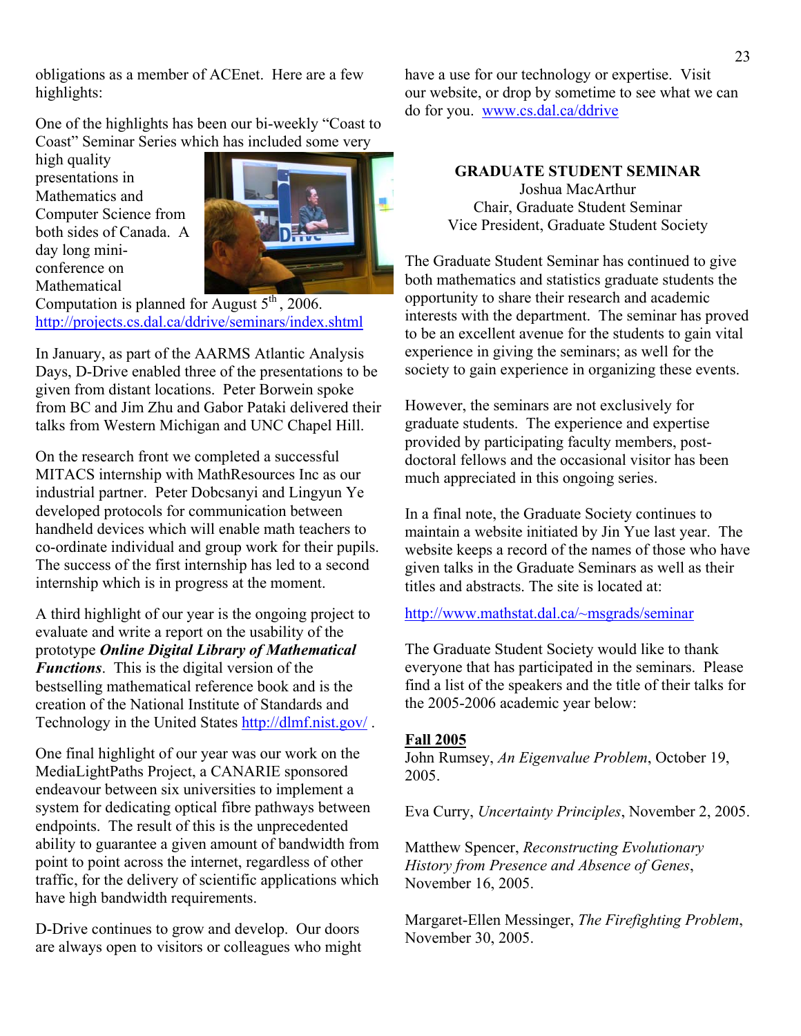obligations as a member of ACEnet. Here are a few highlights:

One of the highlights has been our bi-weekly "Coast to Coast" Seminar Series which has included some very high quality presentations in Mathematics and Computer Science from both sides of Canada. A day long mini-conference on Mathematical Computation is planned for August 5th, 2006. http://projects.cs.dal.ca/ddrive/seminars/index.shtml

In January, as part of the AARMS Atlantic Analysis Days, D-Drive enabled three of the presentations to be given from distant locations. Peter Borwein spoke from BC and Jim Zhu and Gabor Pataki delivered their talks from Western Michigan and UNC Chapel Hill.

On the research front we completed a successful MITACS internship with MathResources Inc as our industrial partner. Peter Dobcsanyi and Lingyun Ye developed protocols for communication between handheld devices which will enable math teachers to co-ordinate individual and group work for their pupils. The success of the first internship has led to a second internship which is in progress at the moment.

A third highlight of our year is the ongoing project to evaluate and write a report on the usability of the prototype ***Online Digital Library of Mathematical Functions***. This is the digital version of the bestselling mathematical reference book and is the creation of the National Institute of Standards and Technology in the United States http://dlmf.nist.gov/ .

One final highlight of our year was our work on the MediaLightPaths Project, a CANARIE sponsored endeavour between six universities to implement a system for dedicating optical fibre pathways between endpoints. The result of this is the unprecedented ability to guarantee a given amount of bandwidth from point to point across the internet, regardless of other traffic, for the delivery of scientific applications which have high bandwidth requirements.

D-Drive continues to grow and develop. Our doors are always open to visitors or colleagues who might have a use for our technology or expertise. Visit our website, or drop by sometime to see what we can do for you. www.cs.dal.ca/ddrive

## GRADUATE STUDENT SEMINAR

Joshua MacArthur
Chair, Graduate Student Seminar
Vice President, Graduate Student Society

The Graduate Student Seminar has continued to give both mathematics and statistics graduate students the opportunity to share their research and academic interests with the department. The seminar has proved to be an excellent avenue for the students to gain vital experience in giving the seminars; as well for the society to gain experience in organizing these events.

However, the seminars are not exclusively for graduate students. The experience and expertise provided by participating faculty members, post-doctoral fellows and the occasional visitor has been much appreciated in this ongoing series.

In a final note, the Graduate Society continues to maintain a website initiated by Jin Yue last year. The website keeps a record of the names of those who have given talks in the Graduate Seminars as well as their titles and abstracts. The site is located at:

http://www.mathstat.dal.ca/~msgrads/seminar

The Graduate Student Society would like to thank everyone that has participated in the seminars. Please find a list of the speakers and the title of their talks for the 2005-2006 academic year below:

**Fall 2005**

John Rumsey, *An Eigenvalue Problem*, October 19, 2005.

Eva Curry, *Uncertainty Principles*, November 2, 2005.

Matthew Spencer, *Reconstructing Evolutionary History from Presence and Absence of Genes*, November 16, 2005.

Margaret-Ellen Messinger, *The Firefighting Problem*, November 30, 2005.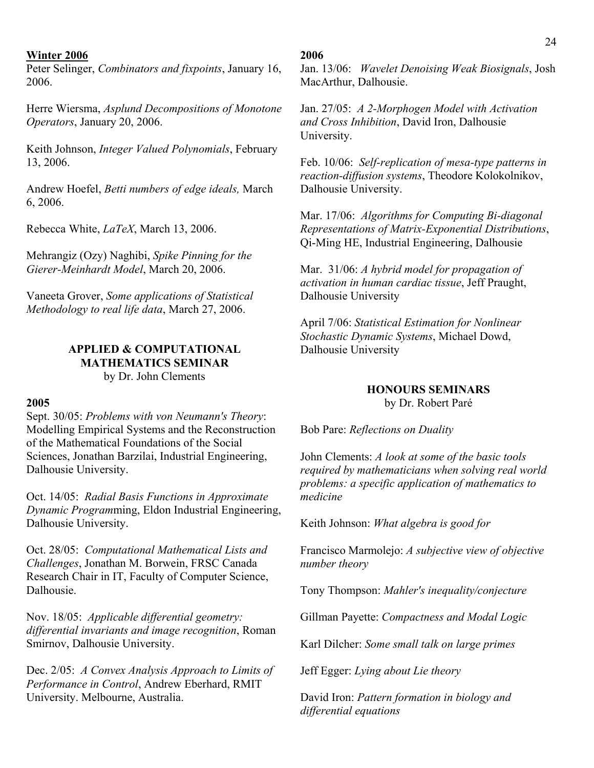**Winter 2006**

Peter Selinger, *Combinators and fixpoints*, January 16, 2006.

Herre Wiersma, *Asplund Decompositions of Monotone Operators*, January 20, 2006.

Keith Johnson, *Integer Valued Polynomials*, February 13, 2006.

Andrew Hoefel, *Betti numbers of edge ideals,* March 6, 2006.

Rebecca White, *LaTeX*, March 13, 2006.

Mehrangiz (Ozy) Naghibi, *Spike Pinning for the Gierer-Meinhardt Model*, March 20, 2006.

Vaneeta Grover, *Some applications of Statistical Methodology to real life data*, March 27, 2006.

### APPLIED & COMPUTATIONAL MATHEMATICS SEMINAR
by Dr. John Clements

**2005**

Sept. 30/05: *Problems with von Neumann's Theory*: Modelling Empirical Systems and the Reconstruction of the Mathematical Foundations of the Social Sciences, Jonathan Barzilai, Industrial Engineering, Dalhousie University.

Oct. 14/05: *Radial Basis Functions in Approximate Dynamic Program*ming, Eldon Industrial Engineering, Dalhousie University.

Oct. 28/05: *Computational Mathematical Lists and Challenges*, Jonathan M. Borwein, FRSC Canada Research Chair in IT, Faculty of Computer Science, Dalhousie.

Nov. 18/05: *Applicable differential geometry: differential invariants and image recognition*, Roman Smirnov, Dalhousie University.

Dec. 2/05: *A Convex Analysis Approach to Limits of Performance in Control*, Andrew Eberhard, RMIT University. Melbourne, Australia.

**2006**

Jan. 13/06: *Wavelet Denoising Weak Biosignals*, Josh MacArthur, Dalhousie.

Jan. 27/05: *A 2-Morphogen Model with Activation and Cross Inhibition*, David Iron, Dalhousie University.

Feb. 10/06: *Self-replication of mesa-type patterns in reaction-diffusion systems*, Theodore Kolokolnikov, Dalhousie University.

Mar. 17/06: *Algorithms for Computing Bi-diagonal Representations of Matrix-Exponential Distributions*, Qi-Ming HE, Industrial Engineering, Dalhousie

Mar. 31/06: *A hybrid model for propagation of activation in human cardiac tissue*, Jeff Praught, Dalhousie University

April 7/06: *Statistical Estimation for Nonlinear Stochastic Dynamic Systems*, Michael Dowd, Dalhousie University

### HONOURS SEMINARS
by Dr. Robert Paré

Bob Pare: *Reflections on Duality*

John Clements: *A look at some of the basic tools required by mathematicians when solving real world problems: a specific application of mathematics to medicine*

Keith Johnson: *What algebra is good for*

Francisco Marmolejo: *A subjective view of objective number theory*

Tony Thompson: *Mahler's inequality/conjecture*

Gillman Payette: *Compactness and Modal Logic*

Karl Dilcher: *Some small talk on large primes*

Jeff Egger: *Lying about Lie theory*

David Iron: *Pattern formation in biology and differential equations*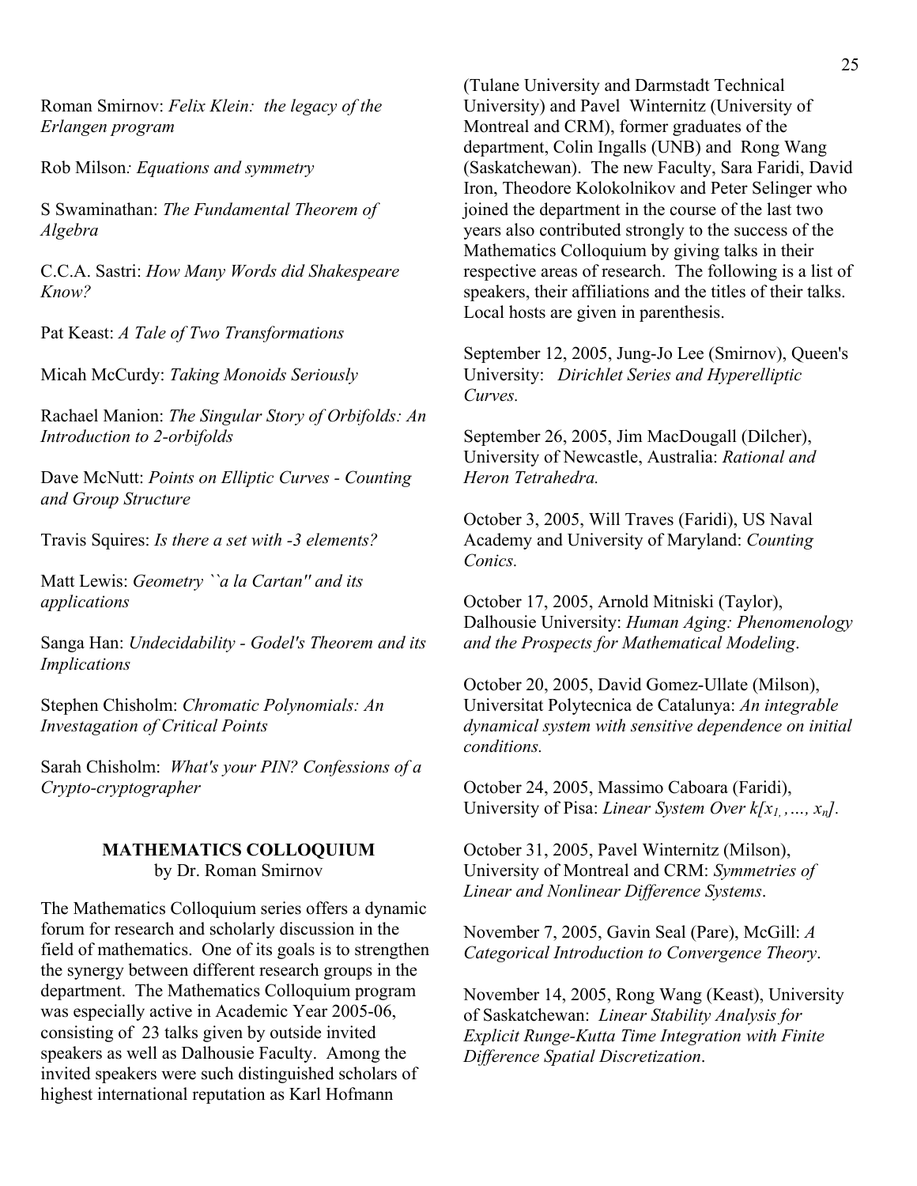Roman Smirnov: *Felix Klein: the legacy of the Erlangen program*

Rob Milson*: Equations and symmetry*

S Swaminathan: *The Fundamental Theorem of Algebra*

C.C.A. Sastri: *How Many Words did Shakespeare Know?*

Pat Keast: *A Tale of Two Transformations*

Micah McCurdy: *Taking Monoids Seriously*

Rachael Manion: *The Singular Story of Orbifolds: An Introduction to 2-orbifolds*

Dave McNutt: *Points on Elliptic Curves - Counting and Group Structure*

Travis Squires: *Is there a set with -3 elements?*

Matt Lewis: *Geometry ``a la Cartan'' and its applications*

Sanga Han: *Undecidability - Godel's Theorem and its Implications*

Stephen Chisholm: *Chromatic Polynomials: An Investagation of Critical Points*

Sarah Chisholm: *What's your PIN? Confessions of a Crypto-cryptographer*

## MATHEMATICS COLLOQUIUM

by Dr. Roman Smirnov

The Mathematics Colloquium series offers a dynamic forum for research and scholarly discussion in the field of mathematics. One of its goals is to strengthen the synergy between different research groups in the department. The Mathematics Colloquium program was especially active in Academic Year 2005-06, consisting of 23 talks given by outside invited speakers as well as Dalhousie Faculty. Among the invited speakers were such distinguished scholars of highest international reputation as Karl Hofmann (Tulane University and Darmstadt Technical University) and Pavel Winternitz (University of Montreal and CRM), former graduates of the department, Colin Ingalls (UNB) and Rong Wang (Saskatchewan). The new Faculty, Sara Faridi, David Iron, Theodore Kolokolnikov and Peter Selinger who joined the department in the course of the last two years also contributed strongly to the success of the Mathematics Colloquium by giving talks in their respective areas of research. The following is a list of speakers, their affiliations and the titles of their talks. Local hosts are given in parenthesis.

September 12, 2005, Jung-Jo Lee (Smirnov), Queen's University: *Dirichlet Series and Hyperelliptic Curves.*

September 26, 2005, Jim MacDougall (Dilcher), University of Newcastle, Australia: *Rational and Heron Tetrahedra.*

October 3, 2005, Will Traves (Faridi), US Naval Academy and University of Maryland: *Counting Conics.*

October 17, 2005, Arnold Mitniski (Taylor), Dalhousie University: *Human Aging: Phenomenology and the Prospects for Mathematical Modeling*.

October 20, 2005, David Gomez-Ullate (Milson), Universitat Polytecnica de Catalunya: *An integrable dynamical system with sensitive dependence on initial conditions.*

October 24, 2005, Massimo Caboara (Faridi), University of Pisa: *Linear System Over* $k[x_1, \ldots, x_n]$.

October 31, 2005, Pavel Winternitz (Milson), University of Montreal and CRM: *Symmetries of Linear and Nonlinear Difference Systems*.

November 7, 2005, Gavin Seal (Pare), McGill: *A Categorical Introduction to Convergence Theory*.

November 14, 2005, Rong Wang (Keast), University of Saskatchewan: *Linear Stability Analysis for Explicit Runge-Kutta Time Integration with Finite Difference Spatial Discretization*.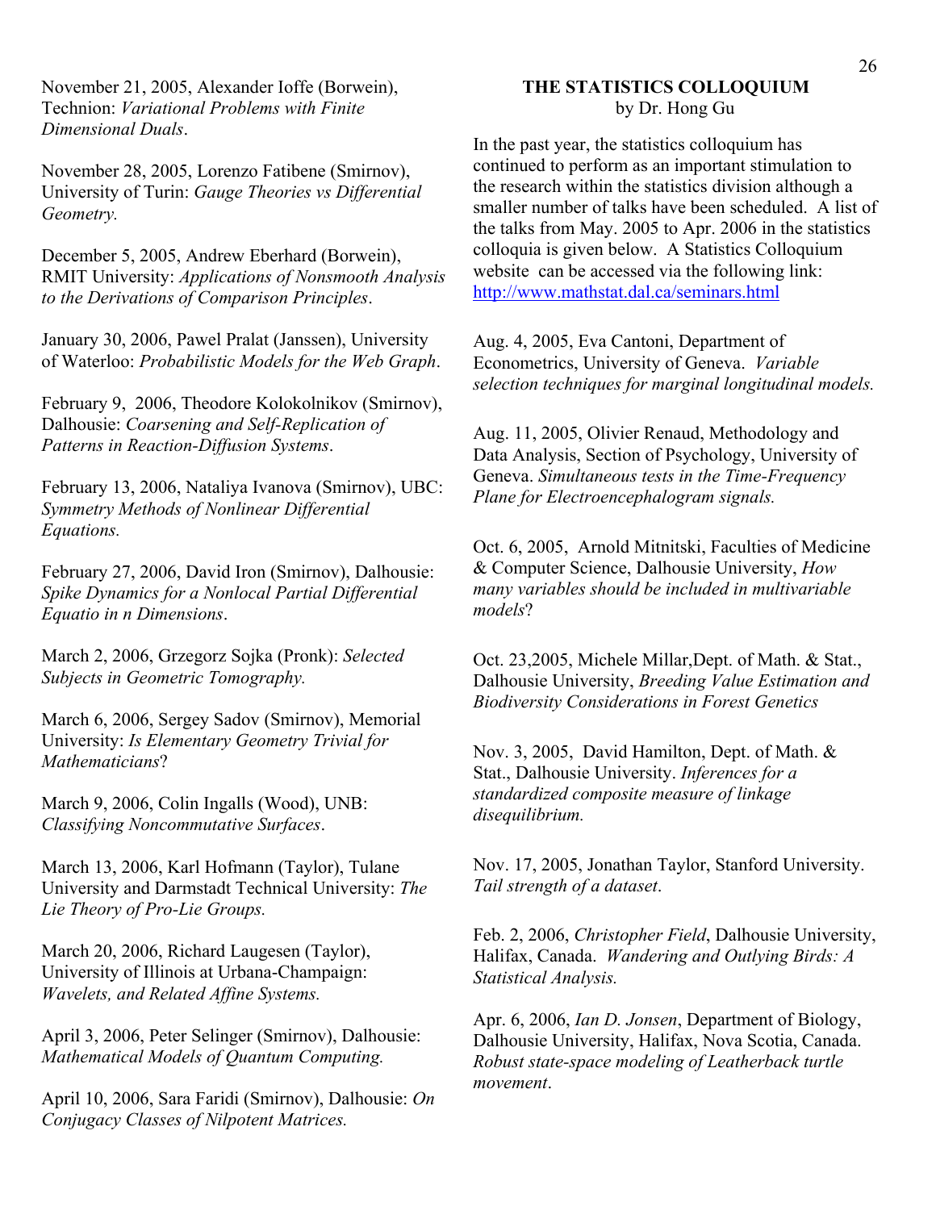November 21, 2005, Alexander Ioffe (Borwein), Technion: *Variational Problems with Finite Dimensional Duals*.

November 28, 2005, Lorenzo Fatibene (Smirnov), University of Turin: *Gauge Theories vs Differential Geometry.*

December 5, 2005, Andrew Eberhard (Borwein), RMIT University: *Applications of Nonsmooth Analysis to the Derivations of Comparison Principles*.

January 30, 2006, Pawel Pralat (Janssen), University of Waterloo: *Probabilistic Models for the Web Graph*.

February 9, 2006, Theodore Kolokolnikov (Smirnov), Dalhousie: *Coarsening and Self-Replication of Patterns in Reaction-Diffusion Systems*.

February 13, 2006, Nataliya Ivanova (Smirnov), UBC: *Symmetry Methods of Nonlinear Differential Equations.*

February 27, 2006, David Iron (Smirnov), Dalhousie: *Spike Dynamics for a Nonlocal Partial Differential Equatio in n Dimensions*.

March 2, 2006, Grzegorz Sojka (Pronk): *Selected Subjects in Geometric Tomography.*

March 6, 2006, Sergey Sadov (Smirnov), Memorial University: *Is Elementary Geometry Trivial for Mathematicians*?

March 9, 2006, Colin Ingalls (Wood), UNB: *Classifying Noncommutative Surfaces*.

March 13, 2006, Karl Hofmann (Taylor), Tulane University and Darmstadt Technical University: *The Lie Theory of Pro-Lie Groups.*

March 20, 2006, Richard Laugesen (Taylor), University of Illinois at Urbana-Champaign: *Wavelets, and Related Affine Systems.*

April 3, 2006, Peter Selinger (Smirnov), Dalhousie: *Mathematical Models of Quantum Computing.*

April 10, 2006, Sara Faridi (Smirnov), Dalhousie: *On Conjugacy Classes of Nilpotent Matrices.*

## THE STATISTICS COLLOQUIUM

by Dr. Hong Gu

In the past year, the statistics colloquium has continued to perform as an important stimulation to the research within the statistics division although a smaller number of talks have been scheduled. A list of the talks from May. 2005 to Apr. 2006 in the statistics colloquia is given below. A Statistics Colloquium website can be accessed via the following link: http://www.mathstat.dal.ca/seminars.html

Aug. 4, 2005, Eva Cantoni, Department of Econometrics, University of Geneva. *Variable selection techniques for marginal longitudinal models.*

Aug. 11, 2005, Olivier Renaud, Methodology and Data Analysis, Section of Psychology, University of Geneva. *Simultaneous tests in the Time-Frequency Plane for Electroencephalogram signals.*

Oct. 6, 2005, Arnold Mitnitski, Faculties of Medicine & Computer Science, Dalhousie University, *How many variables should be included in multivariable models*?

Oct. 23,2005, Michele Millar,Dept. of Math. & Stat., Dalhousie University, *Breeding Value Estimation and Biodiversity Considerations in Forest Genetics*

Nov. 3, 2005, David Hamilton, Dept. of Math. & Stat., Dalhousie University. *Inferences for a standardized composite measure of linkage disequilibrium.*

Nov. 17, 2005, Jonathan Taylor, Stanford University. *Tail strength of a dataset*.

Feb. 2, 2006, *Christopher Field*, Dalhousie University, Halifax, Canada. *Wandering and Outlying Birds: A Statistical Analysis.*

Apr. 6, 2006, *Ian D. Jonsen*, Department of Biology, Dalhousie University, Halifax, Nova Scotia, Canada. *Robust state-space modeling of Leatherback turtle movement*.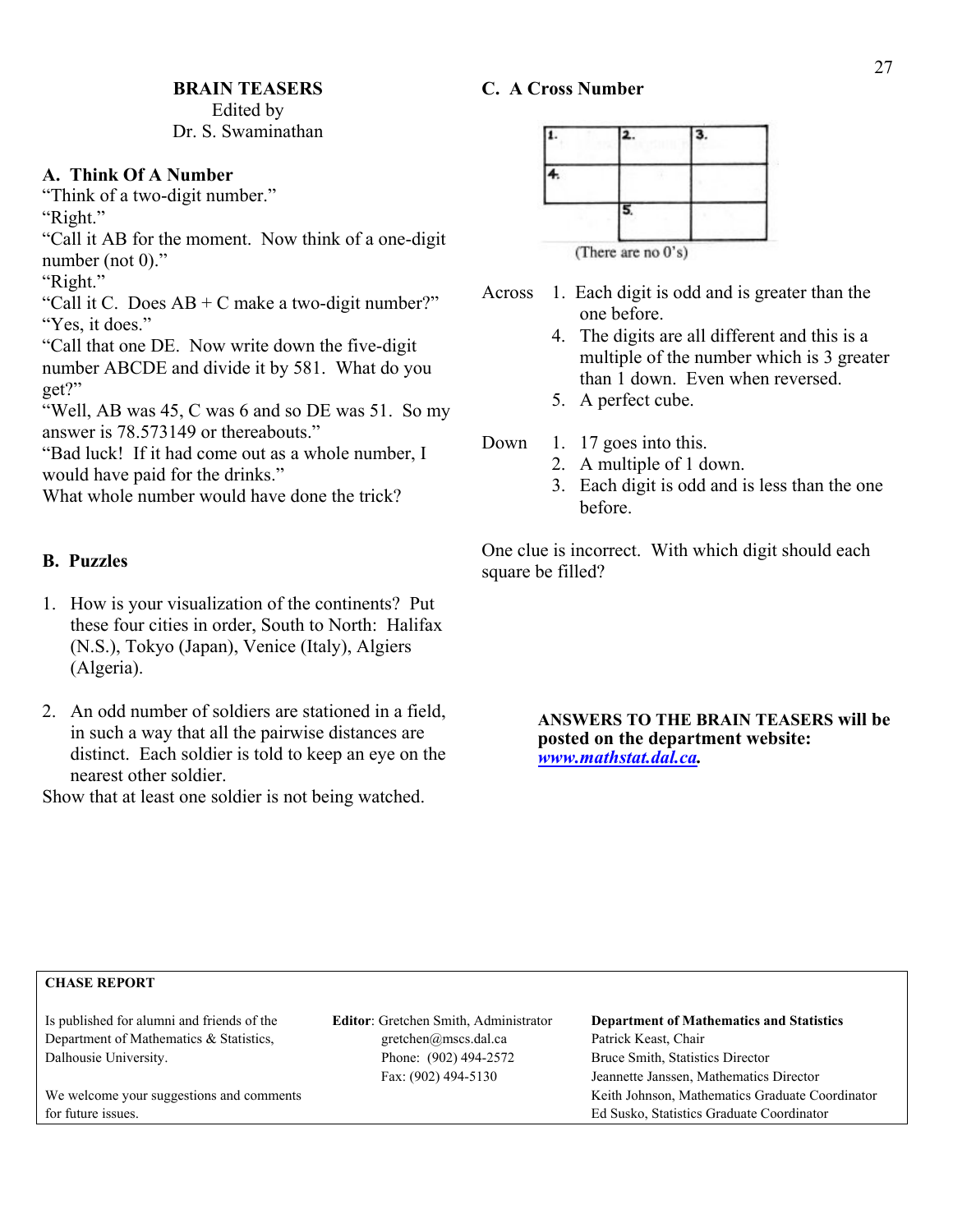## BRAIN TEASERS

Edited by
Dr. S. Swaminathan

### A. Think Of A Number

"Think of a two-digit number."
"Right."
"Call it AB for the moment. Now think of a one-digit number (not 0)."
"Right."
"Call it C. Does AB + C make a two-digit number?"
"Yes, it does."
"Call that one DE. Now write down the five-digit number ABCDE and divide it by 581. What do you get?"
"Well, AB was 45, C was 6 and so DE was 51. So my answer is 78.573149 or thereabouts."
"Bad luck! If it had come out as a whole number, I would have paid for the drinks."
What whole number would have done the trick?

### B. Puzzles

1. How is your visualization of the continents? Put these four cities in order, South to North: Halifax (N.S.), Tokyo (Japan), Venice (Italy), Algiers (Algeria).

2. An odd number of soldiers are stationed in a field, in such a way that all the pairwise distances are distinct. Each soldier is told to keep an eye on the nearest other soldier.

Show that at least one soldier is not being watched.

### C. A Cross Number

| 1. | 2. | 3. |
|---|---|---|
| 4. | | |
| | 5. | |

(There are no 0's)

Across
1. Each digit is odd and is greater than the one before.
4. The digits are all different and this is a multiple of the number which is 3 greater than 1 down. Even when reversed.
5. A perfect cube.

Down
1. 17 goes into this.
2. A multiple of 1 down.
3. Each digit is odd and is less than the one before.

One clue is incorrect. With which digit should each square be filled?

**ANSWERS TO THE BRAIN TEASERS will be posted on the department website: *www.mathstat.dal.ca*.**

**CHASE REPORT**

Is published for alumni and friends of the Department of Mathematics & Statistics, Dalhousie University.

We welcome your suggestions and comments for future issues.

**Editor**: Gretchen Smith, Administrator
gretchen@mscs.dal.ca
Phone: (902) 494-2572
Fax: (902) 494-5130

**Department of Mathematics and Statistics**
Patrick Keast, Chair
Bruce Smith, Statistics Director
Jeannette Janssen, Mathematics Director
Keith Johnson, Mathematics Graduate Coordinator
Ed Susko, Statistics Graduate Coordinator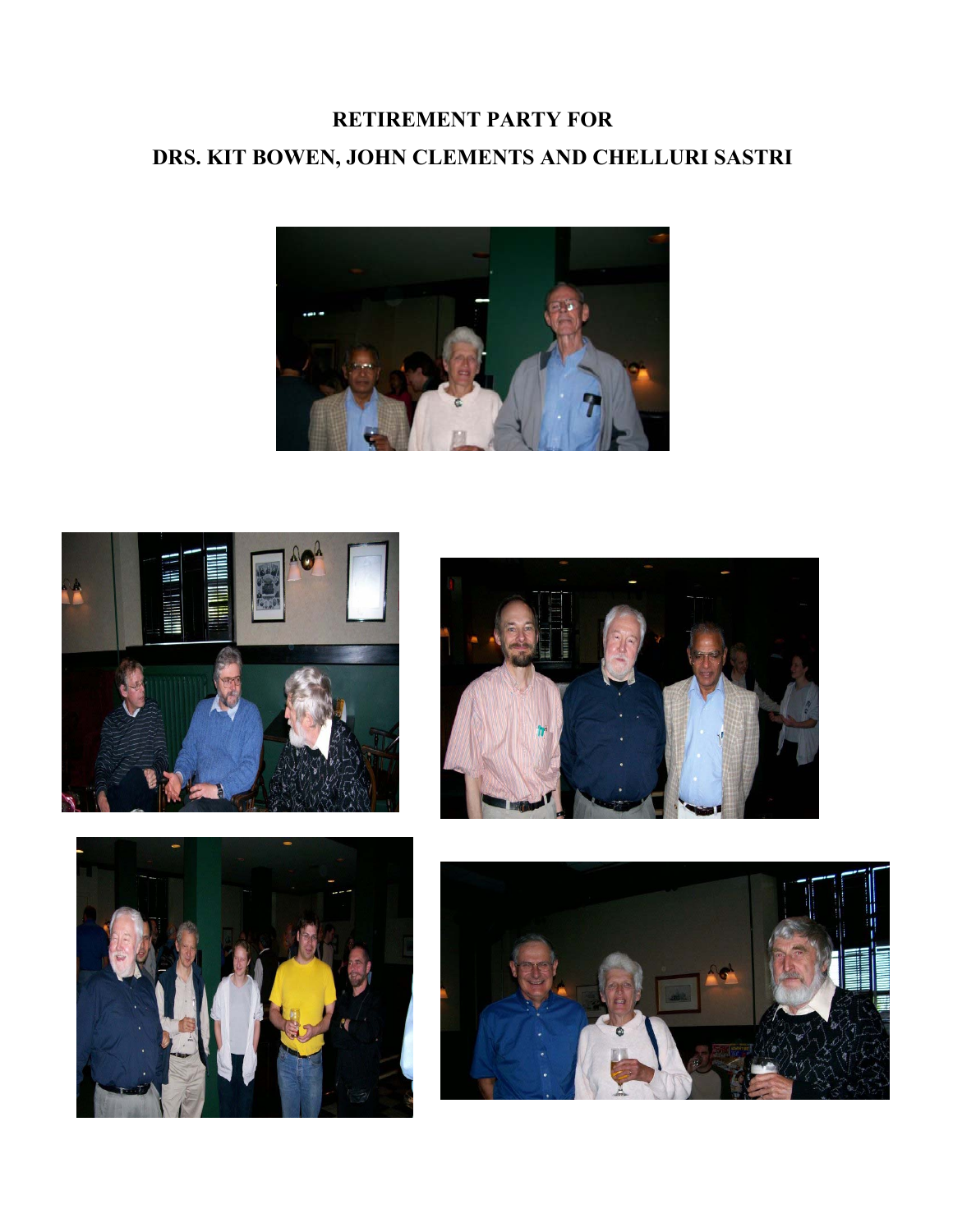**RETIREMENT PARTY FOR**

**DRS. KIT BOWEN, JOHN CLEMENTS AND CHELLURI SASTRI**